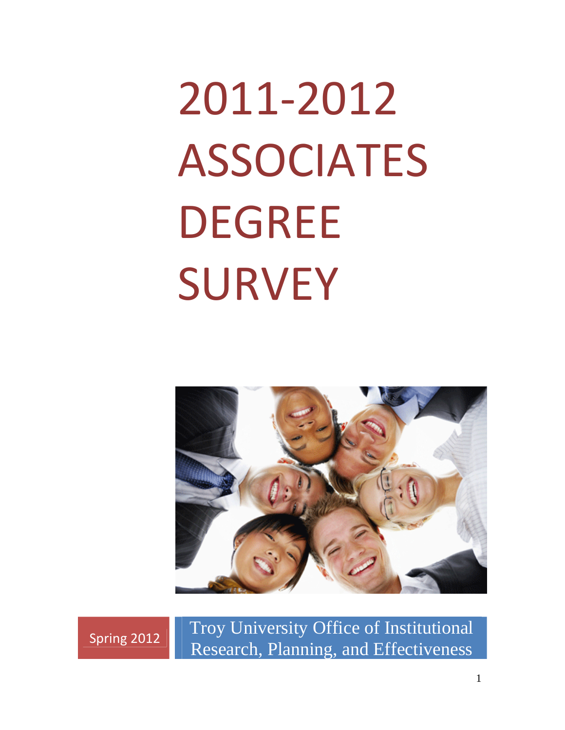# 2011-2012 ASSOCIATES DEGREE SURVEY

Spring 2012

Troy University Office of Institutional Research, Planning, and Effectiveness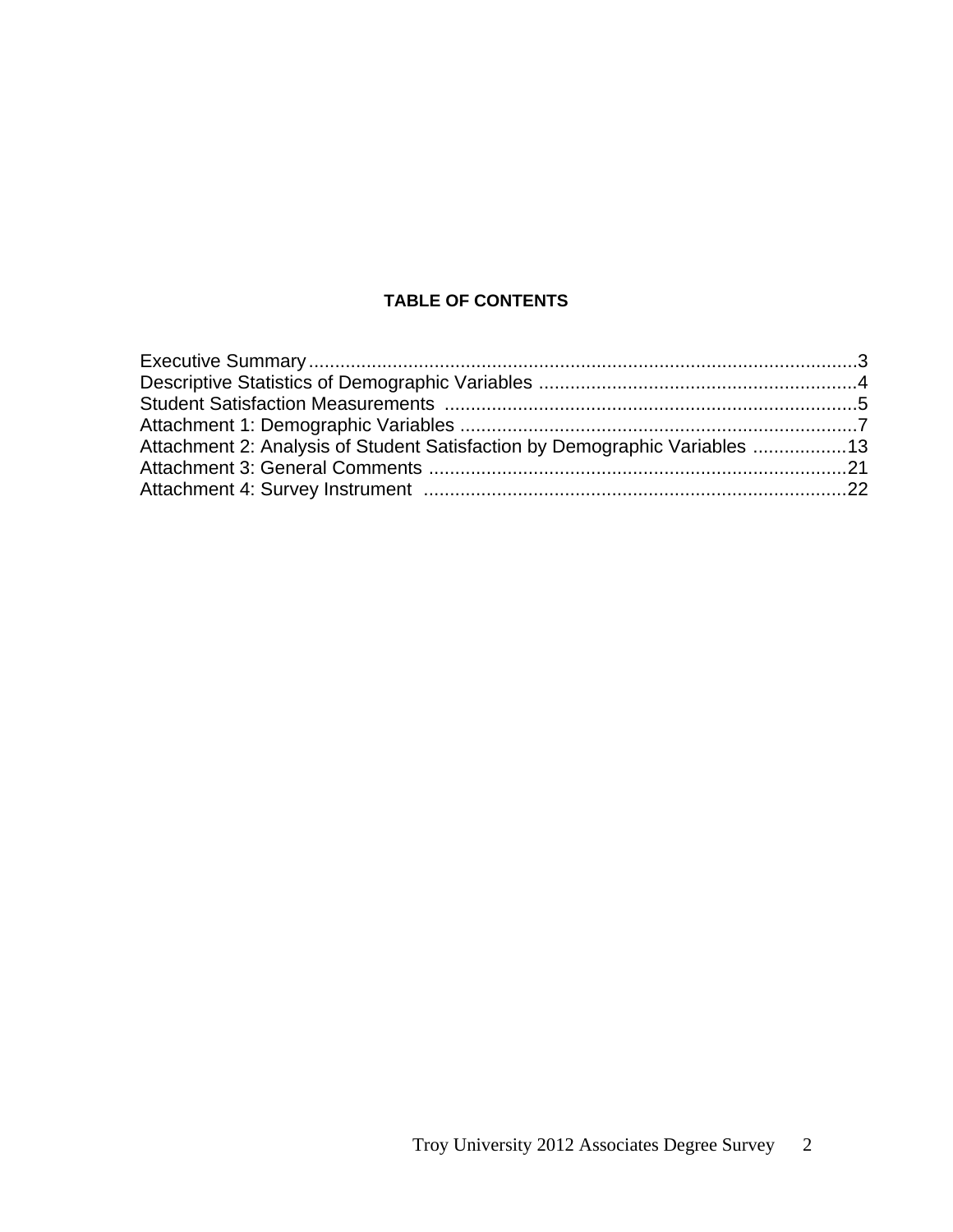# TABLE OF CONTENTS

Executive Summary........................................................................................................3
Descriptive Statistics of Demographic Variables ............................................................4
Student Satisfaction Measurements ..............................................................................5
Attachment 1: Demographic Variables ...........................................................................7
Attachment 2: Analysis of Student Satisfaction by Demographic Variables ..................13
Attachment 3: General Comments ................................................................................21
Attachment 4: Survey Instrument .................................................................................22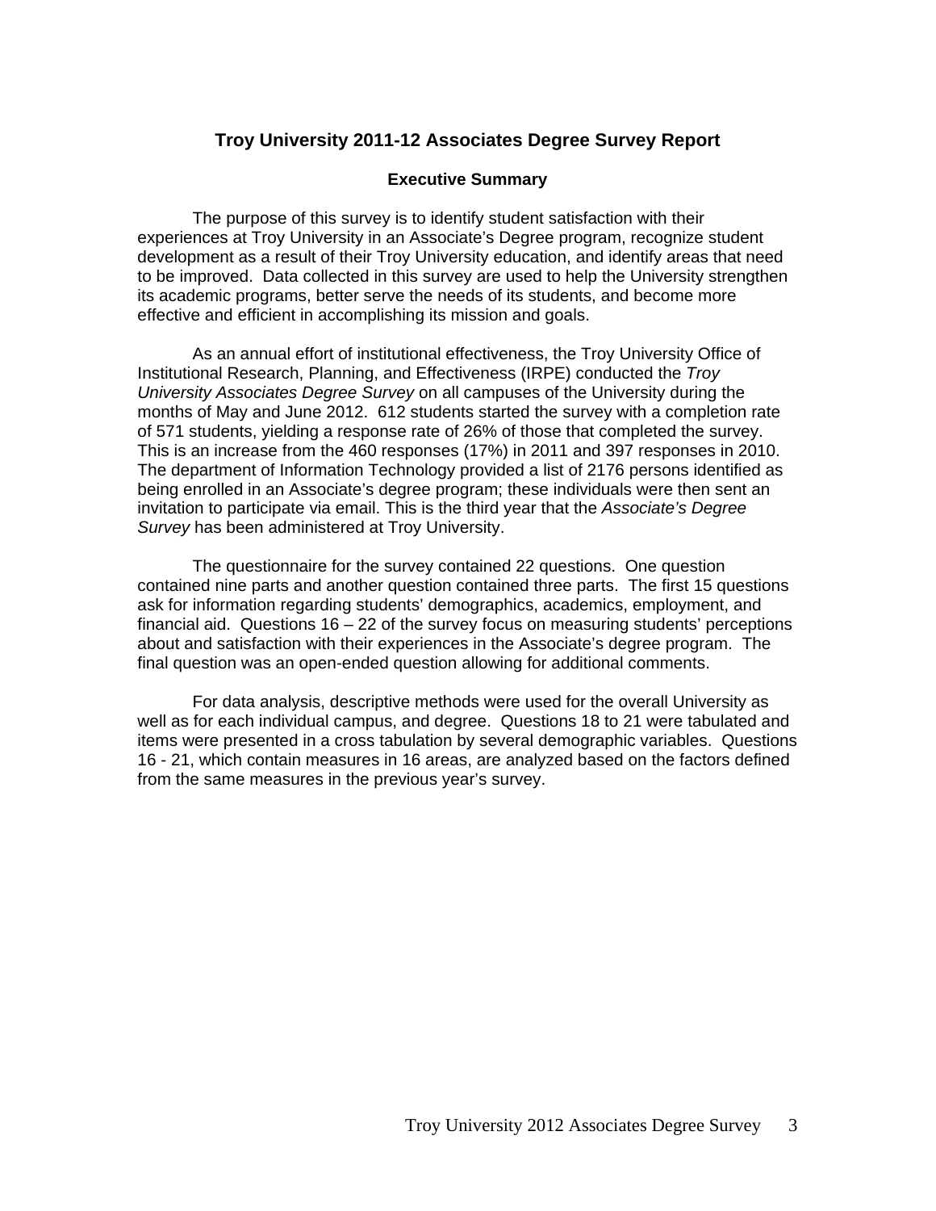## Troy University 2011-12 Associates Degree Survey Report

### Executive Summary

The purpose of this survey is to identify student satisfaction with their experiences at Troy University in an Associate's Degree program, recognize student development as a result of their Troy University education, and identify areas that need to be improved. Data collected in this survey are used to help the University strengthen its academic programs, better serve the needs of its students, and become more effective and efficient in accomplishing its mission and goals.

As an annual effort of institutional effectiveness, the Troy University Office of Institutional Research, Planning, and Effectiveness (IRPE) conducted the *Troy University Associates Degree Survey* on all campuses of the University during the months of May and June 2012. 612 students started the survey with a completion rate of 571 students, yielding a response rate of 26% of those that completed the survey. This is an increase from the 460 responses (17%) in 2011 and 397 responses in 2010. The department of Information Technology provided a list of 2176 persons identified as being enrolled in an Associate's degree program; these individuals were then sent an invitation to participate via email. This is the third year that the *Associate's Degree Survey* has been administered at Troy University.

The questionnaire for the survey contained 22 questions. One question contained nine parts and another question contained three parts. The first 15 questions ask for information regarding students' demographics, academics, employment, and financial aid. Questions 16 – 22 of the survey focus on measuring students' perceptions about and satisfaction with their experiences in the Associate's degree program. The final question was an open-ended question allowing for additional comments.

For data analysis, descriptive methods were used for the overall University as well as for each individual campus, and degree. Questions 18 to 21 were tabulated and items were presented in a cross tabulation by several demographic variables. Questions 16 - 21, which contain measures in 16 areas, are analyzed based on the factors defined from the same measures in the previous year's survey.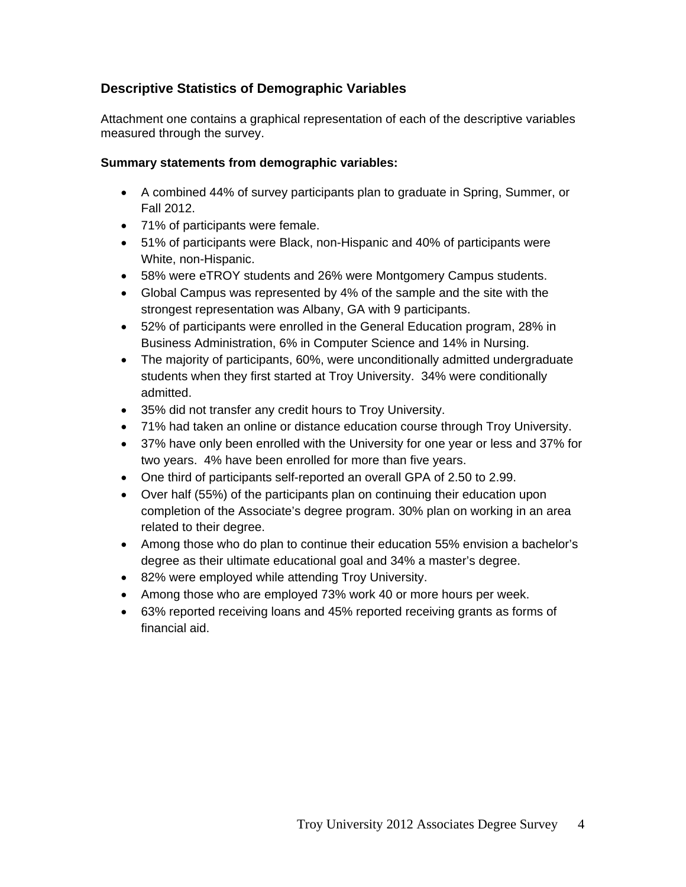## Descriptive Statistics of Demographic Variables

Attachment one contains a graphical representation of each of the descriptive variables measured through the survey.

**Summary statements from demographic variables:**

- A combined 44% of survey participants plan to graduate in Spring, Summer, or Fall 2012.
- 71% of participants were female.
- 51% of participants were Black, non-Hispanic and 40% of participants were White, non-Hispanic.
- 58% were eTROY students and 26% were Montgomery Campus students.
- Global Campus was represented by 4% of the sample and the site with the strongest representation was Albany, GA with 9 participants.
- 52% of participants were enrolled in the General Education program, 28% in Business Administration, 6% in Computer Science and 14% in Nursing.
- The majority of participants, 60%, were unconditionally admitted undergraduate students when they first started at Troy University. 34% were conditionally admitted.
- 35% did not transfer any credit hours to Troy University.
- 71% had taken an online or distance education course through Troy University.
- 37% have only been enrolled with the University for one year or less and 37% for two years. 4% have been enrolled for more than five years.
- One third of participants self-reported an overall GPA of 2.50 to 2.99.
- Over half (55%) of the participants plan on continuing their education upon completion of the Associate's degree program. 30% plan on working in an area related to their degree.
- Among those who do plan to continue their education 55% envision a bachelor's degree as their ultimate educational goal and 34% a master's degree.
- 82% were employed while attending Troy University.
- Among those who are employed 73% work 40 or more hours per week.
- 63% reported receiving loans and 45% reported receiving grants as forms of financial aid.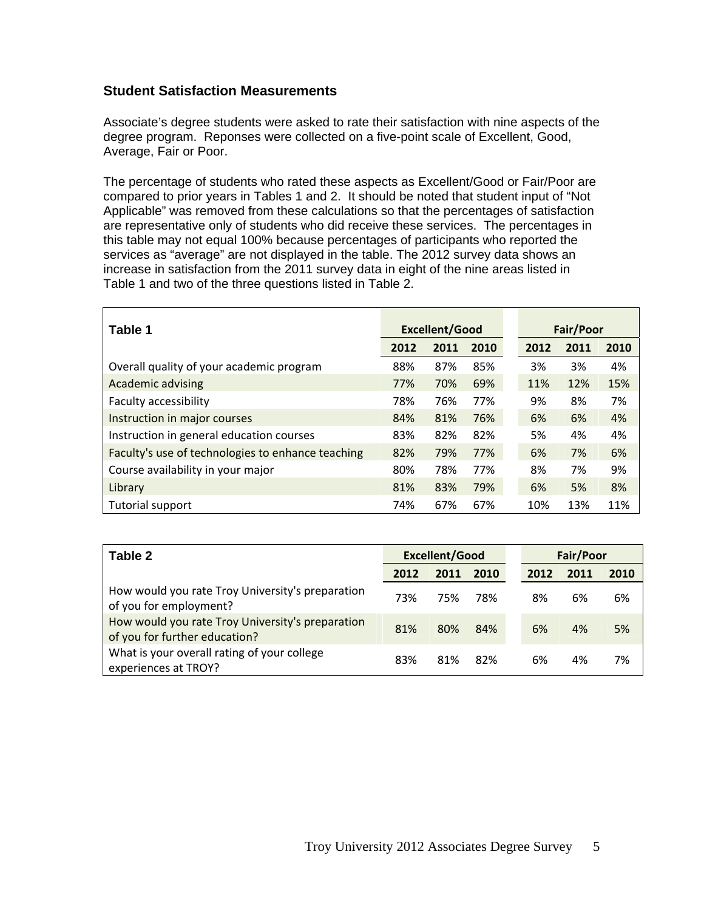### Student Satisfaction Measurements

Associate's degree students were asked to rate their satisfaction with nine aspects of the degree program. Reponses were collected on a five-point scale of Excellent, Good, Average, Fair or Poor.

The percentage of students who rated these aspects as Excellent/Good or Fair/Poor are compared to prior years in Tables 1 and 2. It should be noted that student input of "Not Applicable" was removed from these calculations so that the percentages of satisfaction are representative only of students who did receive these services. The percentages in this table may not equal 100% because percentages of participants who reported the services as "average" are not displayed in the table. The 2012 survey data shows an increase in satisfaction from the 2011 survey data in eight of the nine areas listed in Table 1 and two of the three questions listed in Table 2.

| Table 1 | Excellent/Good | | | Fair/Poor | | |
|---|---|---|---|---|---|---|
| | 2012 | 2011 | 2010 | 2012 | 2011 | 2010 |
| Overall quality of your academic program | 88% | 87% | 85% | 3% | 3% | 4% |
| Academic advising | 77% | 70% | 69% | 11% | 12% | 15% |
| Faculty accessibility | 78% | 76% | 77% | 9% | 8% | 7% |
| Instruction in major courses | 84% | 81% | 76% | 6% | 6% | 4% |
| Instruction in general education courses | 83% | 82% | 82% | 5% | 4% | 4% |
| Faculty's use of technologies to enhance teaching | 82% | 79% | 77% | 6% | 7% | 6% |
| Course availability in your major | 80% | 78% | 77% | 8% | 7% | 9% |
| Library | 81% | 83% | 79% | 6% | 5% | 8% |
| Tutorial support | 74% | 67% | 67% | 10% | 13% | 11% |

| Table 2 | Excellent/Good | | | Fair/Poor | | |
|---|---|---|---|---|---|---|
| | 2012 | 2011 | 2010 | 2012 | 2011 | 2010 |
| How would you rate Troy University's preparation of you for employment? | 73% | 75% | 78% | 8% | 6% | 6% |
| How would you rate Troy University's preparation of you for further education? | 81% | 80% | 84% | 6% | 4% | 5% |
| What is your overall rating of your college experiences at TROY? | 83% | 81% | 82% | 6% | 4% | 7% |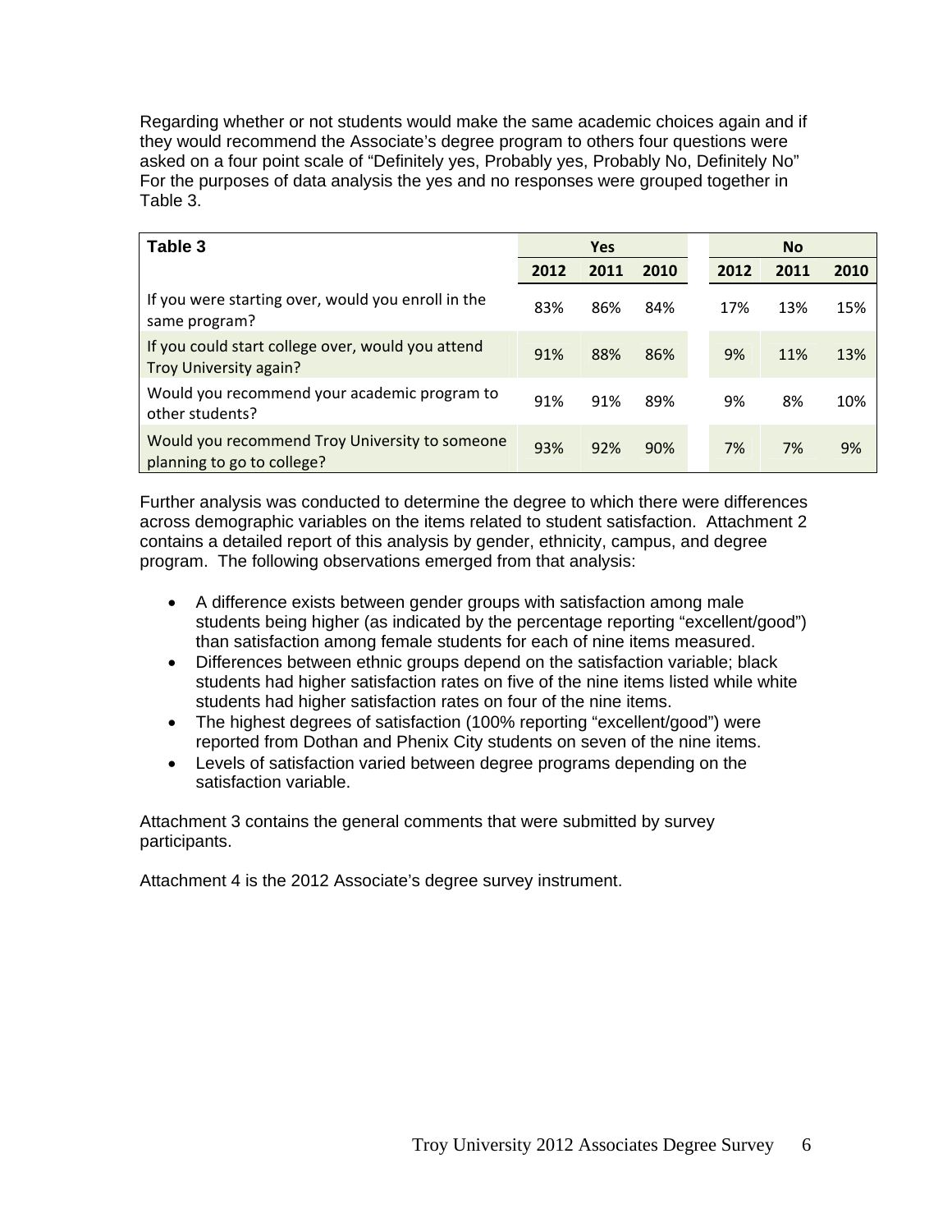Regarding whether or not students would make the same academic choices again and if they would recommend the Associate's degree program to others four questions were asked on a four point scale of "Definitely yes, Probably yes, Probably No, Definitely No" For the purposes of data analysis the yes and no responses were grouped together in Table 3.

| Table 3 | Yes | | | No | | |
|---|---|---|---|---|---|---|
| | 2012 | 2011 | 2010 | 2012 | 2011 | 2010 |
| If you were starting over, would you enroll in the same program? | 83% | 86% | 84% | 17% | 13% | 15% |
| If you could start college over, would you attend Troy University again? | 91% | 88% | 86% | 9% | 11% | 13% |
| Would you recommend your academic program to other students? | 91% | 91% | 89% | 9% | 8% | 10% |
| Would you recommend Troy University to someone planning to go to college? | 93% | 92% | 90% | 7% | 7% | 9% |

Further analysis was conducted to determine the degree to which there were differences across demographic variables on the items related to student satisfaction. Attachment 2 contains a detailed report of this analysis by gender, ethnicity, campus, and degree program. The following observations emerged from that analysis:

- A difference exists between gender groups with satisfaction among male students being higher (as indicated by the percentage reporting "excellent/good") than satisfaction among female students for each of nine items measured.
- Differences between ethnic groups depend on the satisfaction variable; black students had higher satisfaction rates on five of the nine items listed while white students had higher satisfaction rates on four of the nine items.
- The highest degrees of satisfaction (100% reporting "excellent/good") were reported from Dothan and Phenix City students on seven of the nine items.
- Levels of satisfaction varied between degree programs depending on the satisfaction variable.

Attachment 3 contains the general comments that were submitted by survey participants.

Attachment 4 is the 2012 Associate's degree survey instrument.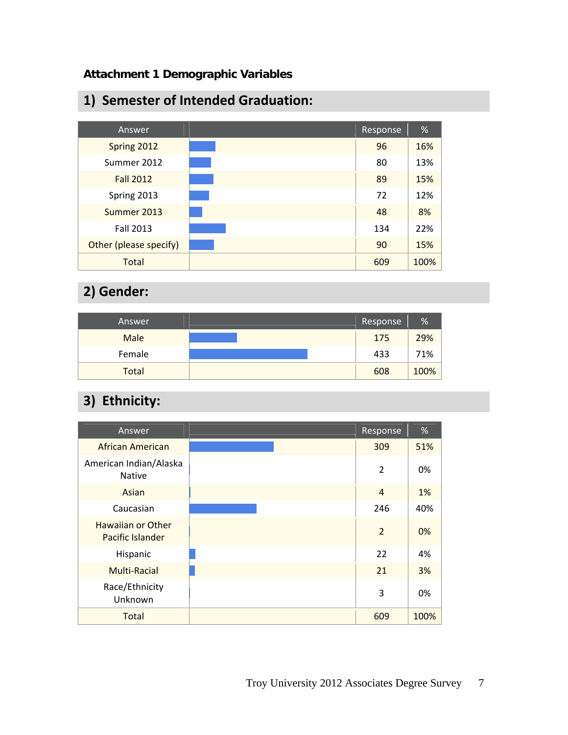**Attachment 1 Demographic Variables**

## 1) Semester of Intended Graduation:

| Answer | | Response | % |
|---|---|---|---|
| Spring 2012 | | 96 | 16% |
| Summer 2012 | | 80 | 13% |
| Fall 2012 | | 89 | 15% |
| Spring 2013 | | 72 | 12% |
| Summer 2013 | | 48 | 8% |
| Fall 2013 | | 134 | 22% |
| Other (please specify) | | 90 | 15% |
| Total | | 609 | 100% |

## 2) Gender:

| Answer | | Response | % |
|---|---|---|---|
| Male | | 175 | 29% |
| Female | | 433 | 71% |
| Total | | 608 | 100% |

## 3) Ethnicity:

| Answer | | Response | % |
|---|---|---|---|
| African American | | 309 | 51% |
| American Indian/Alaska Native | | 2 | 0% |
| Asian | | 4 | 1% |
| Caucasian | | 246 | 40% |
| Hawaiian or Other Pacific Islander | | 2 | 0% |
| Hispanic | | 22 | 4% |
| Multi-Racial | | 21 | 3% |
| Race/Ethnicity Unknown | | 3 | 0% |
| Total | | 609 | 100% |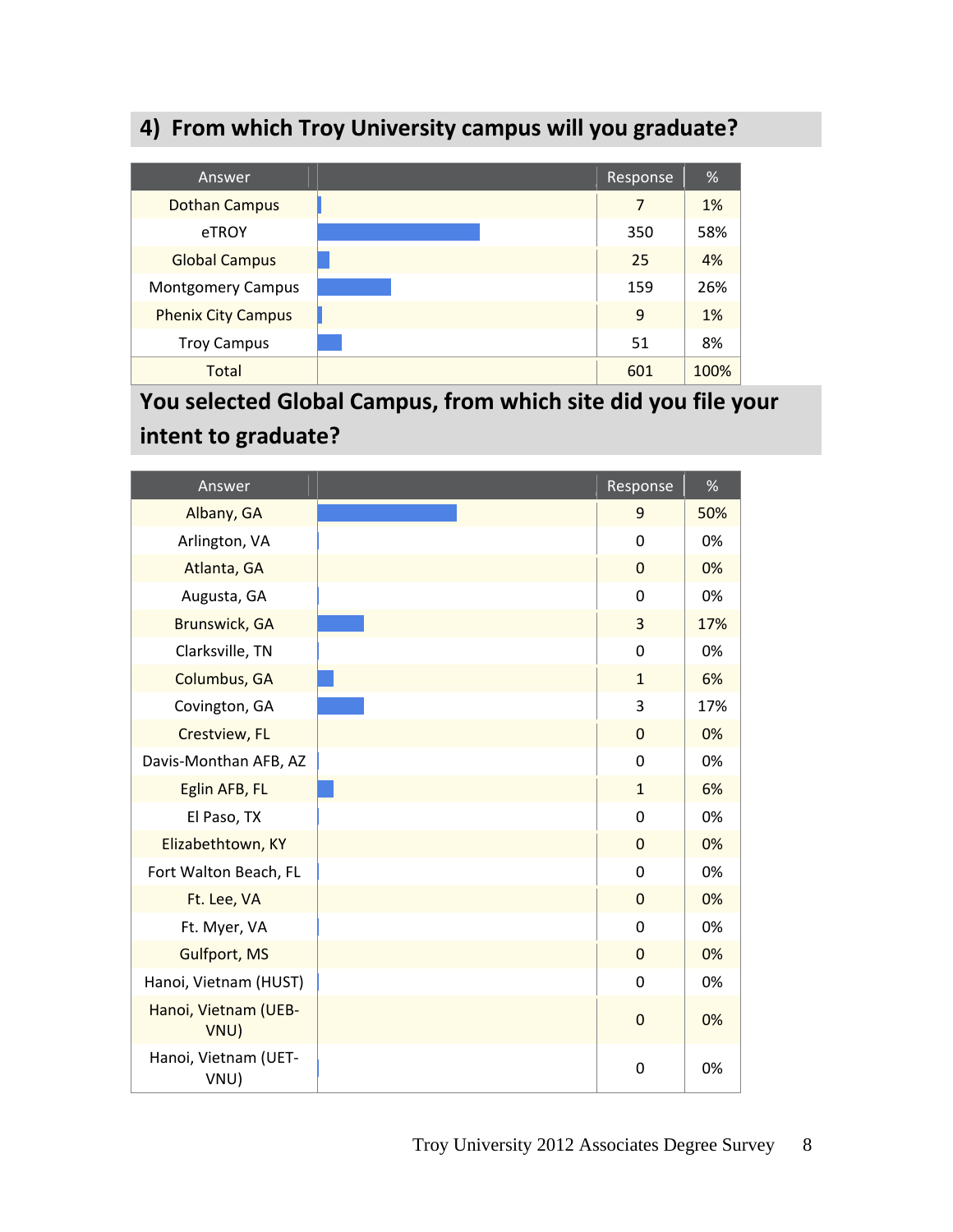## 4) From which Troy University campus will you graduate?

| Answer | | Response | % |
|---|---|---|---|
| Dothan Campus | | 7 | 1% |
| eTROY | | 350 | 58% |
| Global Campus | | 25 | 4% |
| Montgomery Campus | | 159 | 26% |
| Phenix City Campus | | 9 | 1% |
| Troy Campus | | 51 | 8% |
| Total | | 601 | 100% |

## You selected Global Campus, from which site did you file your intent to graduate?

| Answer | | Response | % |
|---|---|---|---|
| Albany, GA | | 9 | 50% |
| Arlington, VA | | 0 | 0% |
| Atlanta, GA | | 0 | 0% |
| Augusta, GA | | 0 | 0% |
| Brunswick, GA | | 3 | 17% |
| Clarksville, TN | | 0 | 0% |
| Columbus, GA | | 1 | 6% |
| Covington, GA | | 3 | 17% |
| Crestview, FL | | 0 | 0% |
| Davis-Monthan AFB, AZ | | 0 | 0% |
| Eglin AFB, FL | | 1 | 6% |
| El Paso, TX | | 0 | 0% |
| Elizabethtown, KY | | 0 | 0% |
| Fort Walton Beach, FL | | 0 | 0% |
| Ft. Lee, VA | | 0 | 0% |
| Ft. Myer, VA | | 0 | 0% |
| Gulfport, MS | | 0 | 0% |
| Hanoi, Vietnam (HUST) | | 0 | 0% |
| Hanoi, Vietnam (UEB-VNU) | | 0 | 0% |
| Hanoi, Vietnam (UET-VNU) | | 0 | 0% |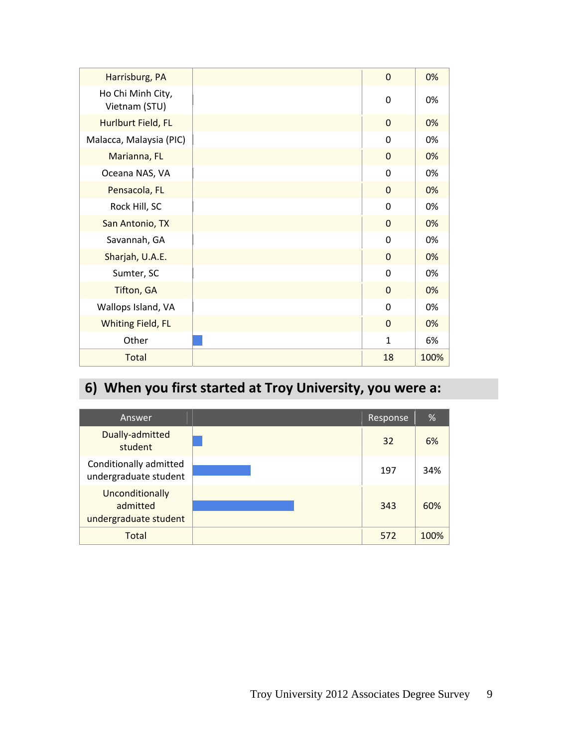| | | | |
|---|---|---|---|
| Harrisburg, PA | | 0 | 0% |
| Ho Chi Minh City, Vietnam (STU) | | 0 | 0% |
| Hurlburt Field, FL | | 0 | 0% |
| Malacca, Malaysia (PIC) | | 0 | 0% |
| Marianna, FL | | 0 | 0% |
| Oceana NAS, VA | | 0 | 0% |
| Pensacola, FL | | 0 | 0% |
| Rock Hill, SC | | 0 | 0% |
| San Antonio, TX | | 0 | 0% |
| Savannah, GA | | 0 | 0% |
| Sharjah, U.A.E. | | 0 | 0% |
| Sumter, SC | | 0 | 0% |
| Tifton, GA | | 0 | 0% |
| Wallops Island, VA | | 0 | 0% |
| Whiting Field, FL | | 0 | 0% |
| Other | | 1 | 6% |
| Total | | 18 | 100% |

## 6) When you first started at Troy University, you were a:

| Answer | | Response | % |
|---|---|---|---|
| Dually-admitted student | | 32 | 6% |
| Conditionally admitted undergraduate student | | 197 | 34% |
| Unconditionally admitted undergraduate student | | 343 | 60% |
| Total | | 572 | 100% |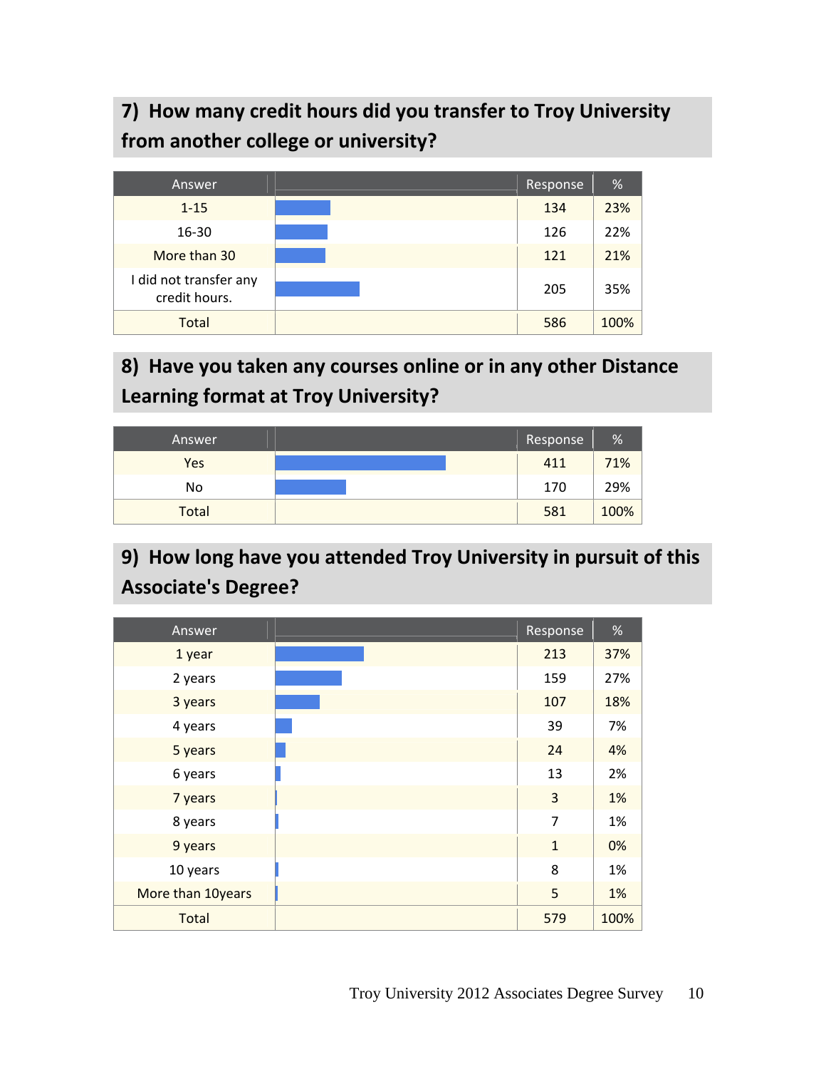## 7) How many credit hours did you transfer to Troy University from another college or university?

| Answer | | Response | % |
|---|---|---|---|
| 1-15 | | 134 | 23% |
| 16-30 | | 126 | 22% |
| More than 30 | | 121 | 21% |
| I did not transfer any credit hours. | | 205 | 35% |
| Total | | 586 | 100% |

## 8) Have you taken any courses online or in any other Distance Learning format at Troy University?

| Answer | | Response | % |
|---|---|---|---|
| Yes | | 411 | 71% |
| No | | 170 | 29% |
| Total | | 581 | 100% |

## 9) How long have you attended Troy University in pursuit of this Associate's Degree?

| Answer | | Response | % |
|---|---|---|---|
| 1 year | | 213 | 37% |
| 2 years | | 159 | 27% |
| 3 years | | 107 | 18% |
| 4 years | | 39 | 7% |
| 5 years | | 24 | 4% |
| 6 years | | 13 | 2% |
| 7 years | | 3 | 1% |
| 8 years | | 7 | 1% |
| 9 years | | 1 | 0% |
| 10 years | | 8 | 1% |
| More than 10years | | 5 | 1% |
| Total | | 579 | 100% |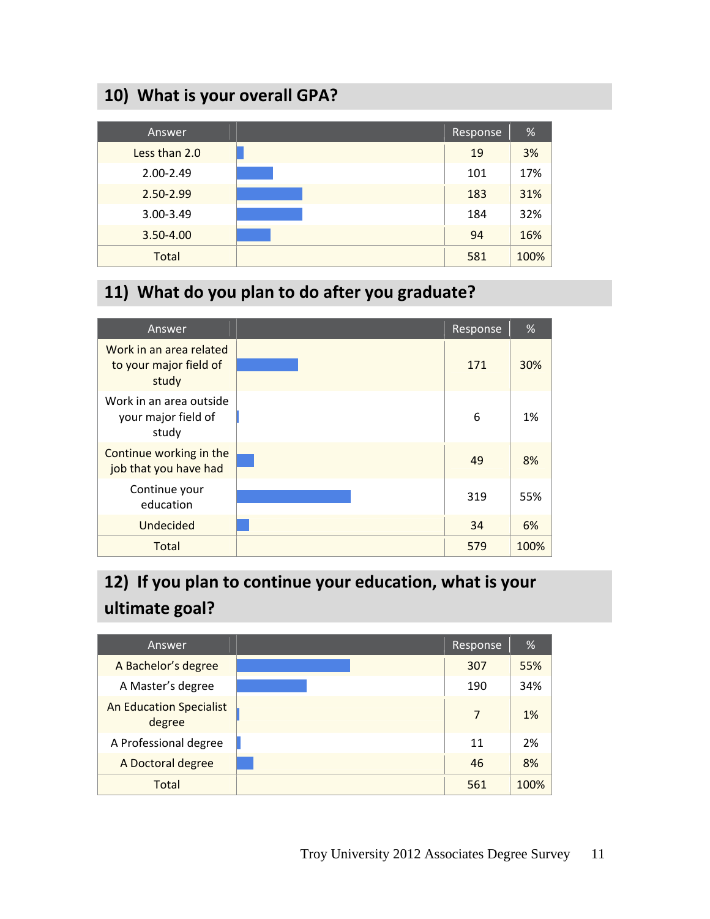## 10) What is your overall GPA?

| Answer | | Response | % |
|---|---|---|---|
| Less than 2.0 | | 19 | 3% |
| 2.00-2.49 | | 101 | 17% |
| 2.50-2.99 | | 183 | 31% |
| 3.00-3.49 | | 184 | 32% |
| 3.50-4.00 | | 94 | 16% |
| Total | | 581 | 100% |

## 11) What do you plan to do after you graduate?

| Answer | | Response | % |
|---|---|---|---|
| Work in an area related to your major field of study | | 171 | 30% |
| Work in an area outside your major field of study | | 6 | 1% |
| Continue working in the job that you have had | | 49 | 8% |
| Continue your education | | 319 | 55% |
| Undecided | | 34 | 6% |
| Total | | 579 | 100% |

## 12) If you plan to continue your education, what is your ultimate goal?

| Answer | | Response | % |
|---|---|---|---|
| A Bachelor's degree | | 307 | 55% |
| A Master's degree | | 190 | 34% |
| An Education Specialist degree | | 7 | 1% |
| A Professional degree | | 11 | 2% |
| A Doctoral degree | | 46 | 8% |
| Total | | 561 | 100% |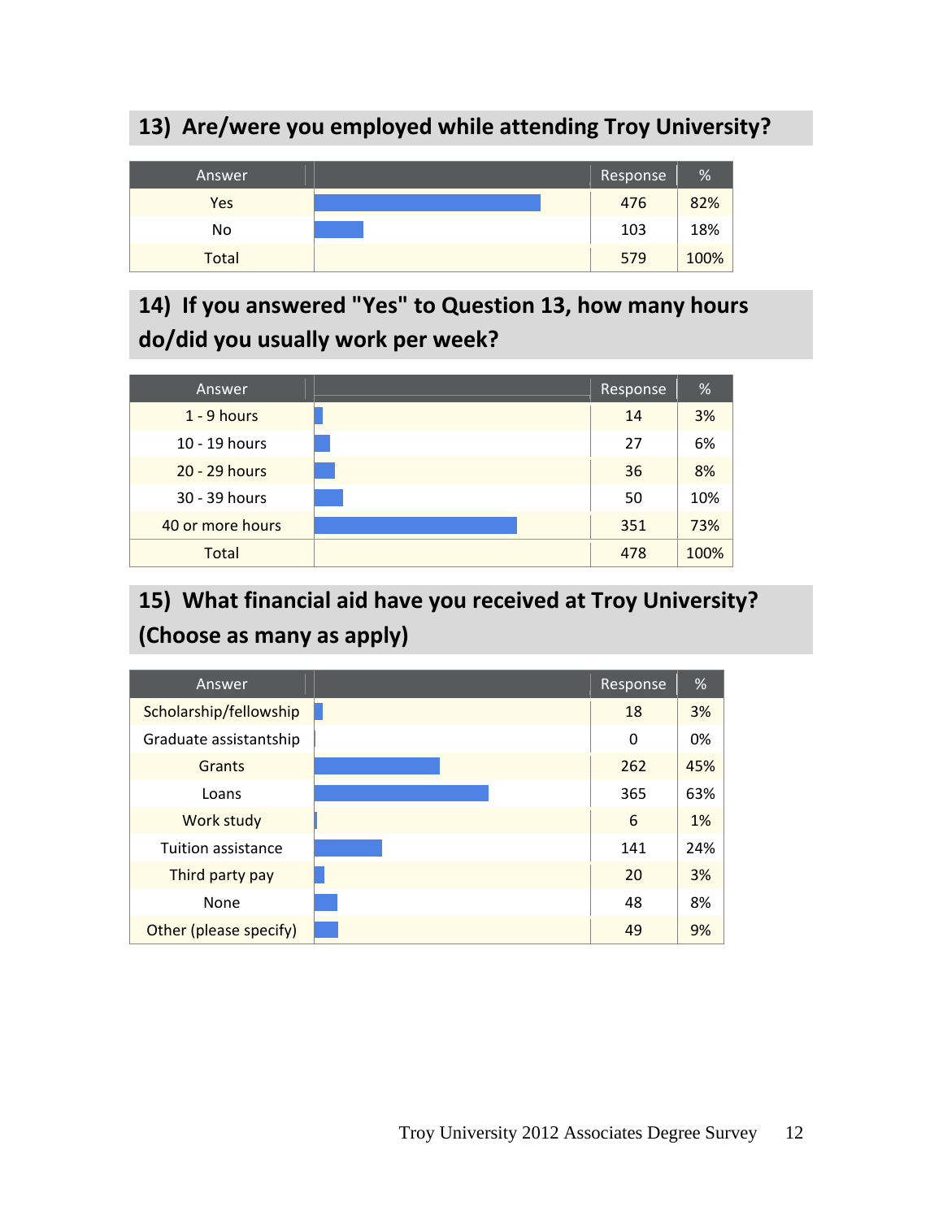## 13) Are/were you employed while attending Troy University?

| Answer | | Response | % |
|---|---|---|---|
| Yes | | 476 | 82% |
| No | | 103 | 18% |
| Total | | 579 | 100% |

## 14) If you answered "Yes" to Question 13, how many hours do/did you usually work per week?

| Answer | | Response | % |
|---|---|---|---|
| 1 - 9 hours | | 14 | 3% |
| 10 - 19 hours | | 27 | 6% |
| 20 - 29 hours | | 36 | 8% |
| 30 - 39 hours | | 50 | 10% |
| 40 or more hours | | 351 | 73% |
| Total | | 478 | 100% |

## 15) What financial aid have you received at Troy University? (Choose as many as apply)

| Answer | | Response | % |
|---|---|---|---|
| Scholarship/fellowship | | 18 | 3% |
| Graduate assistantship | | 0 | 0% |
| Grants | | 262 | 45% |
| Loans | | 365 | 63% |
| Work study | | 6 | 1% |
| Tuition assistance | | 141 | 24% |
| Third party pay | | 20 | 3% |
| None | | 48 | 8% |
| Other (please specify) | | 49 | 9% |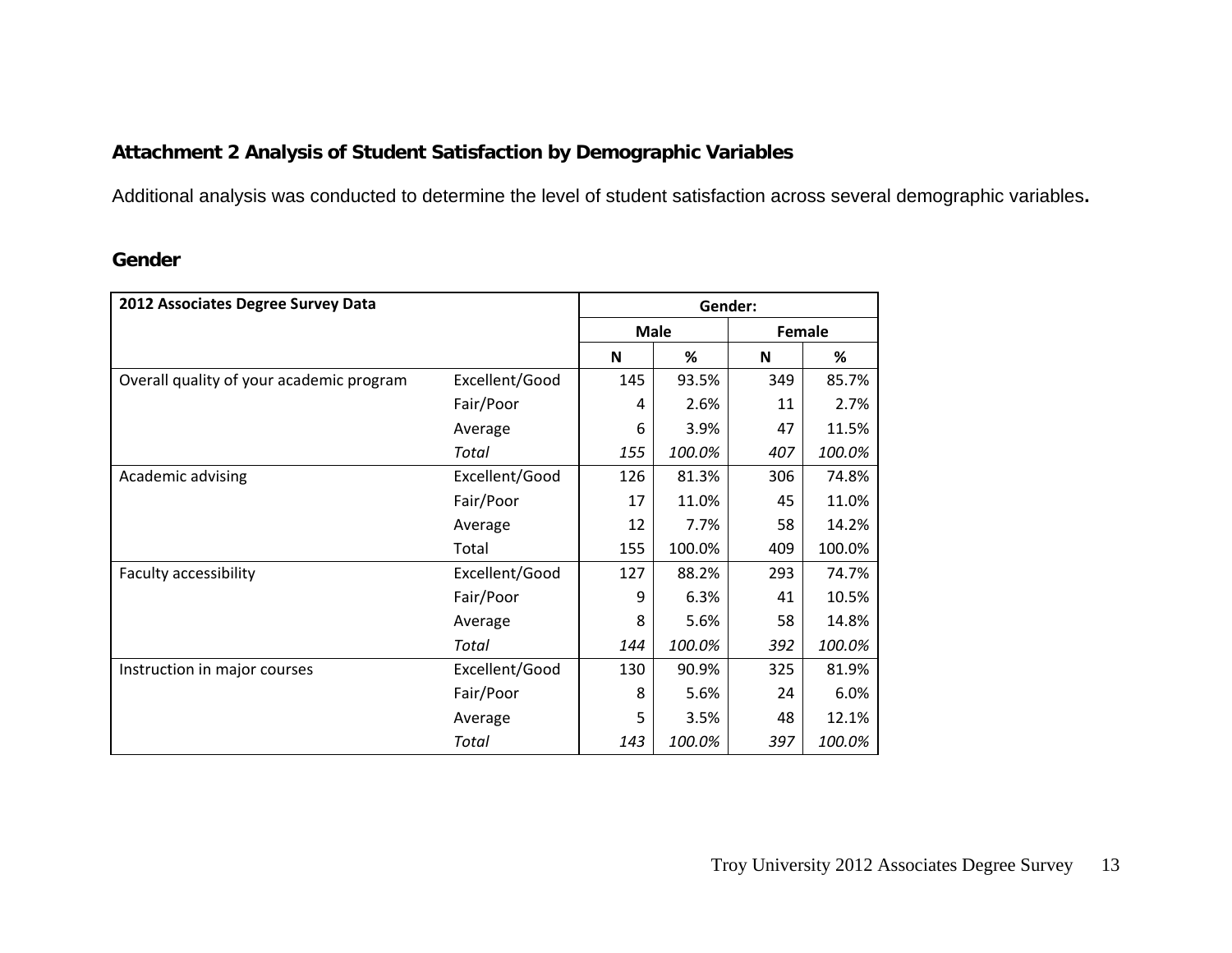## Attachment 2 Analysis of Student Satisfaction by Demographic Variables

Additional analysis was conducted to determine the level of student satisfaction across several demographic variables**.**

### Gender

| 2012 Associates Degree Survey Data | | Gender: | | | |
|---|---|---|---|---|---|
| | | Male | | Female | |
| | | N | % | N | % |
| Overall quality of your academic program | Excellent/Good | 145 | 93.5% | 349 | 85.7% |
| | Fair/Poor | 4 | 2.6% | 11 | 2.7% |
| | Average | 6 | 3.9% | 47 | 11.5% |
| | *Total* | *155* | *100.0%* | *407* | *100.0%* |
| Academic advising | Excellent/Good | 126 | 81.3% | 306 | 74.8% |
| | Fair/Poor | 17 | 11.0% | 45 | 11.0% |
| | Average | 12 | 7.7% | 58 | 14.2% |
| | Total | 155 | 100.0% | 409 | 100.0% |
| Faculty accessibility | Excellent/Good | 127 | 88.2% | 293 | 74.7% |
| | Fair/Poor | 9 | 6.3% | 41 | 10.5% |
| | Average | 8 | 5.6% | 58 | 14.8% |
| | *Total* | *144* | *100.0%* | *392* | *100.0%* |
| Instruction in major courses | Excellent/Good | 130 | 90.9% | 325 | 81.9% |
| | Fair/Poor | 8 | 5.6% | 24 | 6.0% |
| | Average | 5 | 3.5% | 48 | 12.1% |
| | *Total* | *143* | *100.0%* | *397* | *100.0%* |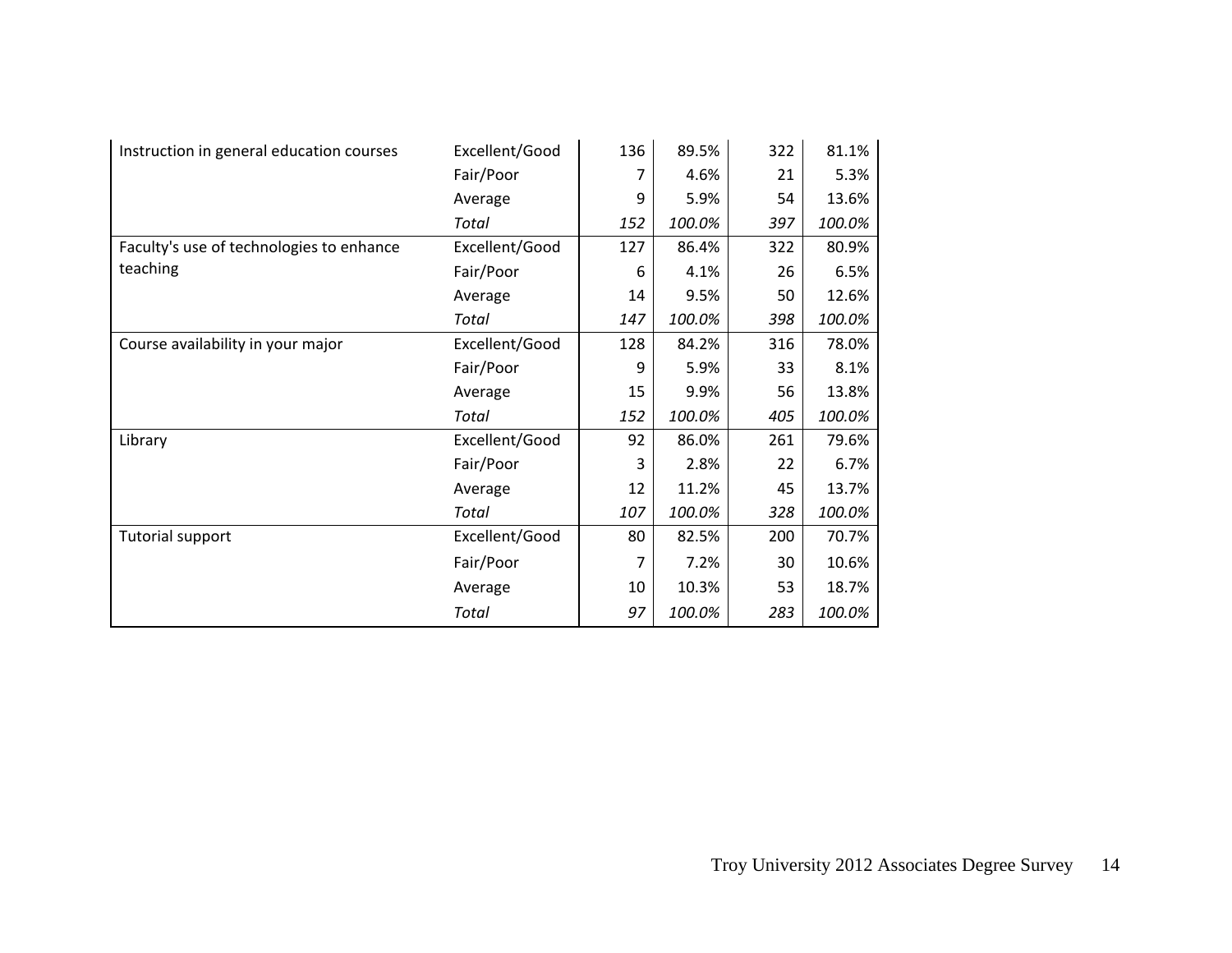| | | | | | |
|---|---|---|---|---|---|
| Instruction in general education courses | Excellent/Good | 136 | 89.5% | 322 | 81.1% |
| | Fair/Poor | 7 | 4.6% | 21 | 5.3% |
| | Average | 9 | 5.9% | 54 | 13.6% |
| | *Total* | *152* | *100.0%* | *397* | *100.0%* |
| Faculty's use of technologies to enhance teaching | Excellent/Good | 127 | 86.4% | 322 | 80.9% |
| | Fair/Poor | 6 | 4.1% | 26 | 6.5% |
| | Average | 14 | 9.5% | 50 | 12.6% |
| | *Total* | *147* | *100.0%* | *398* | *100.0%* |
| Course availability in your major | Excellent/Good | 128 | 84.2% | 316 | 78.0% |
| | Fair/Poor | 9 | 5.9% | 33 | 8.1% |
| | Average | 15 | 9.9% | 56 | 13.8% |
| | *Total* | *152* | *100.0%* | *405* | *100.0%* |
| Library | Excellent/Good | 92 | 86.0% | 261 | 79.6% |
| | Fair/Poor | 3 | 2.8% | 22 | 6.7% |
| | Average | 12 | 11.2% | 45 | 13.7% |
| | *Total* | *107* | *100.0%* | *328* | *100.0%* |
| Tutorial support | Excellent/Good | 80 | 82.5% | 200 | 70.7% |
| | Fair/Poor | 7 | 7.2% | 30 | 10.6% |
| | Average | 10 | 10.3% | 53 | 18.7% |
| | *Total* | *97* | *100.0%* | *283* | *100.0%* |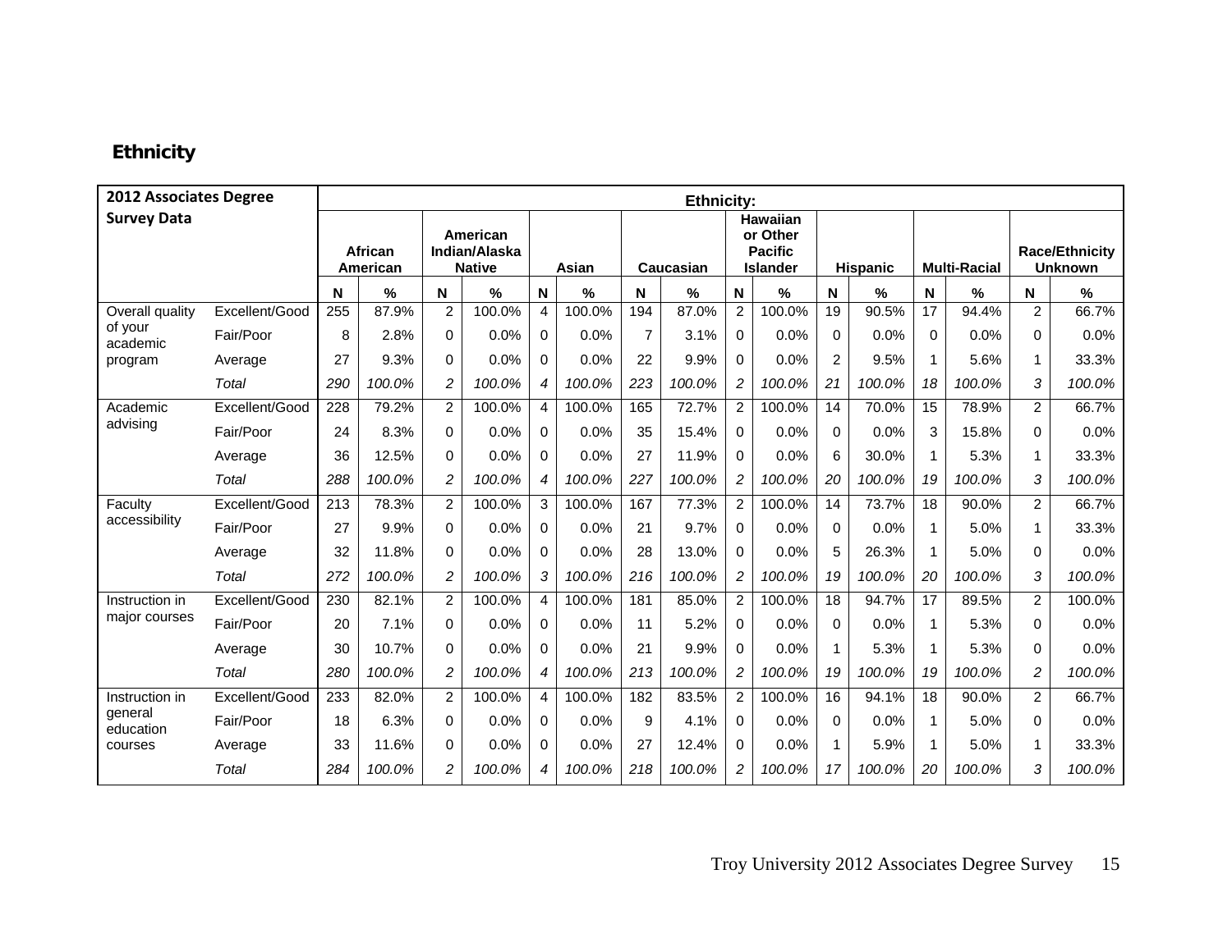## Ethnicity

| 2012 Associates Degree Survey Data | | Ethnicity: | | | | | | | | | | | | | | | |
|---|---|---|---|---|---|---|---|---|---|---|---|---|---|---|---|---|---|
| | | African American | | American Indian/Alaska Native | | Asian | | Caucasian | | Hawaiian or Other Pacific Islander | | Hispanic | | Multi-Racial | | Race/Ethnicity Unknown | |
| | | N | % | N | % | N | % | N | % | N | % | N | % | N | % | N | % |
| Overall quality of your academic program | Excellent/Good | 255 | 87.9% | 2 | 100.0% | 4 | 100.0% | 194 | 87.0% | 2 | 100.0% | 19 | 90.5% | 17 | 94.4% | 2 | 66.7% |
| | Fair/Poor | 8 | 2.8% | 0 | 0.0% | 0 | 0.0% | 7 | 3.1% | 0 | 0.0% | 0 | 0.0% | 0 | 0.0% | 0 | 0.0% |
| | Average | 27 | 9.3% | 0 | 0.0% | 0 | 0.0% | 22 | 9.9% | 0 | 0.0% | 2 | 9.5% | 1 | 5.6% | 1 | 33.3% |
| | *Total* | *290* | *100.0%* | *2* | *100.0%* | *4* | *100.0%* | *223* | *100.0%* | *2* | *100.0%* | *21* | *100.0%* | *18* | *100.0%* | *3* | *100.0%* |
| Academic advising | Excellent/Good | 228 | 79.2% | 2 | 100.0% | 4 | 100.0% | 165 | 72.7% | 2 | 100.0% | 14 | 70.0% | 15 | 78.9% | 2 | 66.7% |
| | Fair/Poor | 24 | 8.3% | 0 | 0.0% | 0 | 0.0% | 35 | 15.4% | 0 | 0.0% | 0 | 0.0% | 3 | 15.8% | 0 | 0.0% |
| | Average | 36 | 12.5% | 0 | 0.0% | 0 | 0.0% | 27 | 11.9% | 0 | 0.0% | 6 | 30.0% | 1 | 5.3% | 1 | 33.3% |
| | *Total* | *288* | *100.0%* | *2* | *100.0%* | *4* | *100.0%* | *227* | *100.0%* | *2* | *100.0%* | *20* | *100.0%* | *19* | *100.0%* | *3* | *100.0%* |
| Faculty accessibility | Excellent/Good | 213 | 78.3% | 2 | 100.0% | 3 | 100.0% | 167 | 77.3% | 2 | 100.0% | 14 | 73.7% | 18 | 90.0% | 2 | 66.7% |
| | Fair/Poor | 27 | 9.9% | 0 | 0.0% | 0 | 0.0% | 21 | 9.7% | 0 | 0.0% | 0 | 0.0% | 1 | 5.0% | 1 | 33.3% |
| | Average | 32 | 11.8% | 0 | 0.0% | 0 | 0.0% | 28 | 13.0% | 0 | 0.0% | 5 | 26.3% | 1 | 5.0% | 0 | 0.0% |
| | *Total* | *272* | *100.0%* | *2* | *100.0%* | *3* | *100.0%* | *216* | *100.0%* | *2* | *100.0%* | *19* | *100.0%* | *20* | *100.0%* | *3* | *100.0%* |
| Instruction in major courses | Excellent/Good | 230 | 82.1% | 2 | 100.0% | 4 | 100.0% | 181 | 85.0% | 2 | 100.0% | 18 | 94.7% | 17 | 89.5% | 2 | 100.0% |
| | Fair/Poor | 20 | 7.1% | 0 | 0.0% | 0 | 0.0% | 11 | 5.2% | 0 | 0.0% | 0 | 0.0% | 1 | 5.3% | 0 | 0.0% |
| | Average | 30 | 10.7% | 0 | 0.0% | 0 | 0.0% | 21 | 9.9% | 0 | 0.0% | 1 | 5.3% | 1 | 5.3% | 0 | 0.0% |
| | *Total* | *280* | *100.0%* | *2* | *100.0%* | *4* | *100.0%* | *213* | *100.0%* | *2* | *100.0%* | *19* | *100.0%* | *19* | *100.0%* | *2* | *100.0%* |
| Instruction in general education courses | Excellent/Good | 233 | 82.0% | 2 | 100.0% | 4 | 100.0% | 182 | 83.5% | 2 | 100.0% | 16 | 94.1% | 18 | 90.0% | 2 | 66.7% |
| | Fair/Poor | 18 | 6.3% | 0 | 0.0% | 0 | 0.0% | 9 | 4.1% | 0 | 0.0% | 0 | 0.0% | 1 | 5.0% | 0 | 0.0% |
| | Average | 33 | 11.6% | 0 | 0.0% | 0 | 0.0% | 27 | 12.4% | 0 | 0.0% | 1 | 5.9% | 1 | 5.0% | 1 | 33.3% |
| | *Total* | *284* | *100.0%* | *2* | *100.0%* | *4* | *100.0%* | *218* | *100.0%* | *2* | *100.0%* | *17* | *100.0%* | *20* | *100.0%* | *3* | *100.0%* |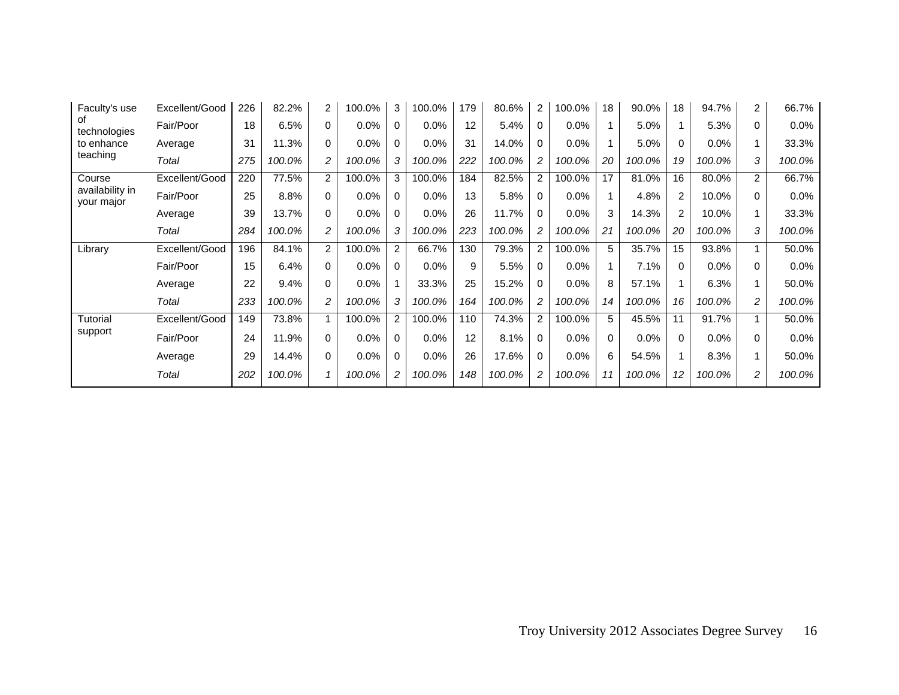| | | | | | | | | | | | | | | | | | | | |
|---|---|---|---|---|---|---|---|---|---|---|---|---|---|---|---|---|---|---|---|
| Faculty's use of technologies to enhance teaching | Excellent/Good | 226 | 82.2% | 2 | 100.0% | 3 | 100.0% | 179 | 80.6% | 2 | 100.0% | 18 | 90.0% | 18 | 94.7% | 2 | 66.7% |
| | Fair/Poor | 18 | 6.5% | 0 | 0.0% | 0 | 0.0% | 12 | 5.4% | 0 | 0.0% | 1 | 5.0% | 1 | 5.3% | 0 | 0.0% |
| | Average | 31 | 11.3% | 0 | 0.0% | 0 | 0.0% | 31 | 14.0% | 0 | 0.0% | 1 | 5.0% | 0 | 0.0% | 1 | 33.3% |
| | *Total* | *275* | *100.0%* | *2* | *100.0%* | *3* | *100.0%* | *222* | *100.0%* | *2* | *100.0%* | *20* | *100.0%* | *19* | *100.0%* | *3* | *100.0%* |
| Course availability in your major | Excellent/Good | 220 | 77.5% | 2 | 100.0% | 3 | 100.0% | 184 | 82.5% | 2 | 100.0% | 17 | 81.0% | 16 | 80.0% | 2 | 66.7% |
| | Fair/Poor | 25 | 8.8% | 0 | 0.0% | 0 | 0.0% | 13 | 5.8% | 0 | 0.0% | 1 | 4.8% | 2 | 10.0% | 0 | 0.0% |
| | Average | 39 | 13.7% | 0 | 0.0% | 0 | 0.0% | 26 | 11.7% | 0 | 0.0% | 3 | 14.3% | 2 | 10.0% | 1 | 33.3% |
| | *Total* | *284* | *100.0%* | *2* | *100.0%* | *3* | *100.0%* | *223* | *100.0%* | *2* | *100.0%* | *21* | *100.0%* | *20* | *100.0%* | *3* | *100.0%* |
| Library | Excellent/Good | 196 | 84.1% | 2 | 100.0% | 2 | 66.7% | 130 | 79.3% | 2 | 100.0% | 5 | 35.7% | 15 | 93.8% | 1 | 50.0% |
| | Fair/Poor | 15 | 6.4% | 0 | 0.0% | 0 | 0.0% | 9 | 5.5% | 0 | 0.0% | 1 | 7.1% | 0 | 0.0% | 0 | 0.0% |
| | Average | 22 | 9.4% | 0 | 0.0% | 1 | 33.3% | 25 | 15.2% | 0 | 0.0% | 8 | 57.1% | 1 | 6.3% | 1 | 50.0% |
| | *Total* | *233* | *100.0%* | *2* | *100.0%* | *3* | *100.0%* | *164* | *100.0%* | *2* | *100.0%* | *14* | *100.0%* | *16* | *100.0%* | *2* | *100.0%* |
| Tutorial support | Excellent/Good | 149 | 73.8% | 1 | 100.0% | 2 | 100.0% | 110 | 74.3% | 2 | 100.0% | 5 | 45.5% | 11 | 91.7% | 1 | 50.0% |
| | Fair/Poor | 24 | 11.9% | 0 | 0.0% | 0 | 0.0% | 12 | 8.1% | 0 | 0.0% | 0 | 0.0% | 0 | 0.0% | 0 | 0.0% |
| | Average | 29 | 14.4% | 0 | 0.0% | 0 | 0.0% | 26 | 17.6% | 0 | 0.0% | 6 | 54.5% | 1 | 8.3% | 1 | 50.0% |
| | *Total* | *202* | *100.0%* | *1* | *100.0%* | *2* | *100.0%* | *148* | *100.0%* | *2* | *100.0%* | *11* | *100.0%* | *12* | *100.0%* | *2* | *100.0%* |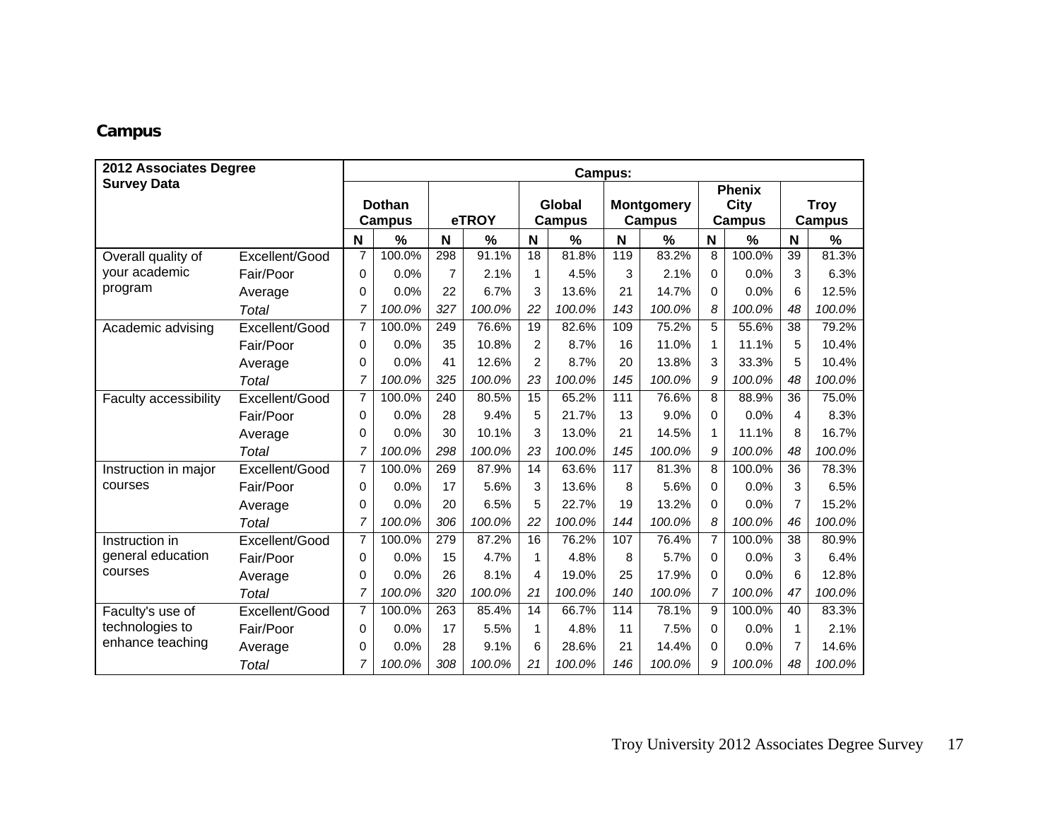## Campus

| 2012 Associates Degree Survey Data | | Campus: | | | | | | | | | | | |
|---|---|---|---|---|---|---|---|---|---|---|---|---|---|
| | | Dothan Campus | | eTROY | | Global Campus | | Montgomery Campus | | Phenix City Campus | | Troy Campus | |
| | | N | % | N | % | N | % | N | % | N | % | N | % |
| Overall quality of your academic program | Excellent/Good | 7 | 100.0% | 298 | 91.1% | 18 | 81.8% | 119 | 83.2% | 8 | 100.0% | 39 | 81.3% |
| | Fair/Poor | 0 | 0.0% | 7 | 2.1% | 1 | 4.5% | 3 | 2.1% | 0 | 0.0% | 3 | 6.3% |
| | Average | 0 | 0.0% | 22 | 6.7% | 3 | 13.6% | 21 | 14.7% | 0 | 0.0% | 6 | 12.5% |
| | *Total* | *7* | *100.0%* | *327* | *100.0%* | *22* | *100.0%* | *143* | *100.0%* | *8* | *100.0%* | *48* | *100.0%* |
| Academic advising | Excellent/Good | 7 | 100.0% | 249 | 76.6% | 19 | 82.6% | 109 | 75.2% | 5 | 55.6% | 38 | 79.2% |
| | Fair/Poor | 0 | 0.0% | 35 | 10.8% | 2 | 8.7% | 16 | 11.0% | 1 | 11.1% | 5 | 10.4% |
| | Average | 0 | 0.0% | 41 | 12.6% | 2 | 8.7% | 20 | 13.8% | 3 | 33.3% | 5 | 10.4% |
| | *Total* | *7* | *100.0%* | *325* | *100.0%* | *23* | *100.0%* | *145* | *100.0%* | *9* | *100.0%* | *48* | *100.0%* |
| Faculty accessibility | Excellent/Good | 7 | 100.0% | 240 | 80.5% | 15 | 65.2% | 111 | 76.6% | 8 | 88.9% | 36 | 75.0% |
| | Fair/Poor | 0 | 0.0% | 28 | 9.4% | 5 | 21.7% | 13 | 9.0% | 0 | 0.0% | 4 | 8.3% |
| | Average | 0 | 0.0% | 30 | 10.1% | 3 | 13.0% | 21 | 14.5% | 1 | 11.1% | 8 | 16.7% |
| | *Total* | *7* | *100.0%* | *298* | *100.0%* | *23* | *100.0%* | *145* | *100.0%* | *9* | *100.0%* | *48* | *100.0%* |
| Instruction in major courses | Excellent/Good | 7 | 100.0% | 269 | 87.9% | 14 | 63.6% | 117 | 81.3% | 8 | 100.0% | 36 | 78.3% |
| | Fair/Poor | 0 | 0.0% | 17 | 5.6% | 3 | 13.6% | 8 | 5.6% | 0 | 0.0% | 3 | 6.5% |
| | Average | 0 | 0.0% | 20 | 6.5% | 5 | 22.7% | 19 | 13.2% | 0 | 0.0% | 7 | 15.2% |
| | *Total* | *7* | *100.0%* | *306* | *100.0%* | *22* | *100.0%* | *144* | *100.0%* | *8* | *100.0%* | *46* | *100.0%* |
| Instruction in general education courses | Excellent/Good | 7 | 100.0% | 279 | 87.2% | 16 | 76.2% | 107 | 76.4% | 7 | 100.0% | 38 | 80.9% |
| | Fair/Poor | 0 | 0.0% | 15 | 4.7% | 1 | 4.8% | 8 | 5.7% | 0 | 0.0% | 3 | 6.4% |
| | Average | 0 | 0.0% | 26 | 8.1% | 4 | 19.0% | 25 | 17.9% | 0 | 0.0% | 6 | 12.8% |
| | *Total* | *7* | *100.0%* | *320* | *100.0%* | *21* | *100.0%* | *140* | *100.0%* | *7* | *100.0%* | *47* | *100.0%* |
| Faculty's use of technologies to enhance teaching | Excellent/Good | 7 | 100.0% | 263 | 85.4% | 14 | 66.7% | 114 | 78.1% | 9 | 100.0% | 40 | 83.3% |
| | Fair/Poor | 0 | 0.0% | 17 | 5.5% | 1 | 4.8% | 11 | 7.5% | 0 | 0.0% | 1 | 2.1% |
| | Average | 0 | 0.0% | 28 | 9.1% | 6 | 28.6% | 21 | 14.4% | 0 | 0.0% | 7 | 14.6% |
| | *Total* | *7* | *100.0%* | *308* | *100.0%* | *21* | *100.0%* | *146* | *100.0%* | *9* | *100.0%* | *48* | *100.0%* |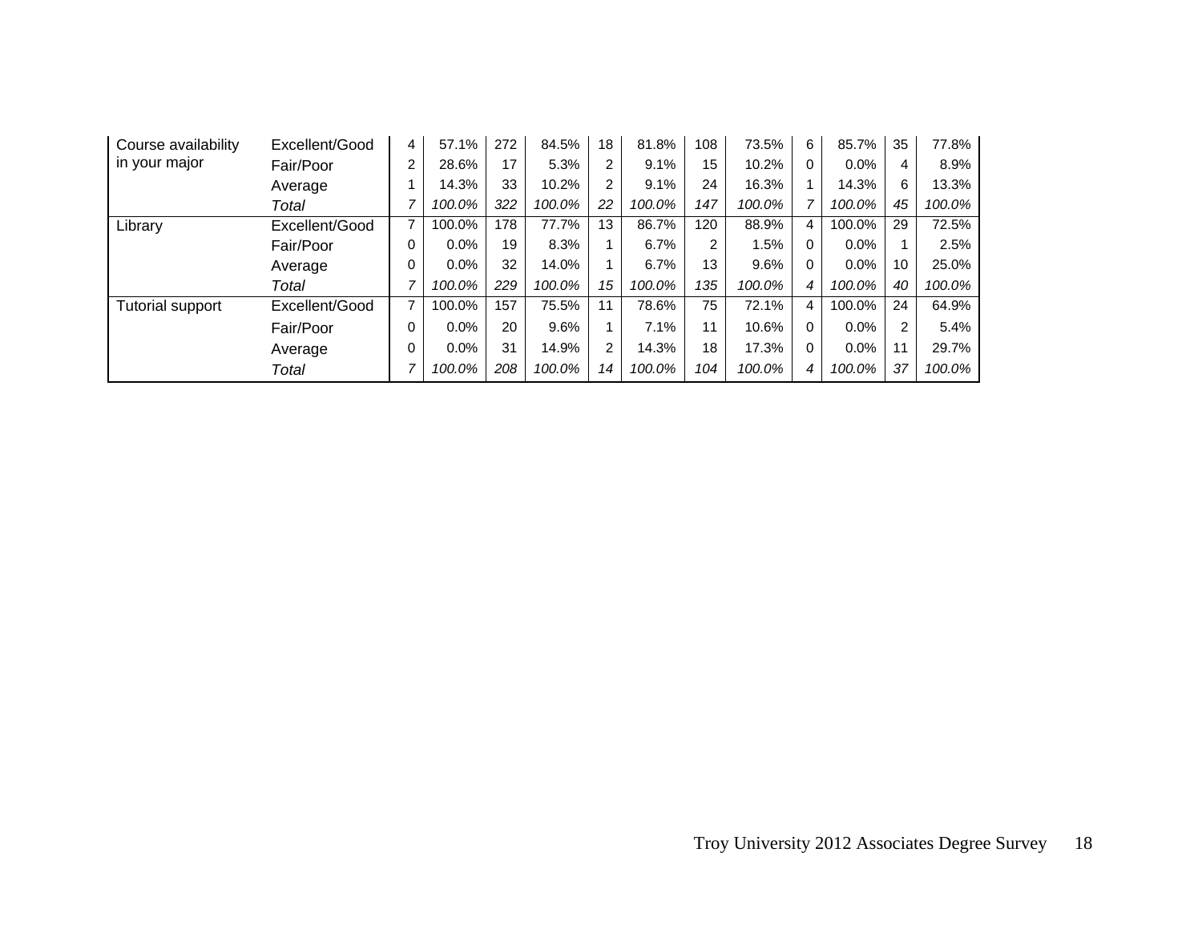| | | | | | | | | | | | | | |
|---|---|---|---|---|---|---|---|---|---|---|---|---|---|
| Course availability in your major | Excellent/Good | 4 | 57.1% | 272 | 84.5% | 18 | 81.8% | 108 | 73.5% | 6 | 85.7% | 35 | 77.8% |
| | Fair/Poor | 2 | 28.6% | 17 | 5.3% | 2 | 9.1% | 15 | 10.2% | 0 | 0.0% | 4 | 8.9% |
| | Average | 1 | 14.3% | 33 | 10.2% | 2 | 9.1% | 24 | 16.3% | 1 | 14.3% | 6 | 13.3% |
| | *Total* | *7* | *100.0%* | *322* | *100.0%* | *22* | *100.0%* | *147* | *100.0%* | *7* | *100.0%* | *45* | *100.0%* |
| Library | Excellent/Good | 7 | 100.0% | 178 | 77.7% | 13 | 86.7% | 120 | 88.9% | 4 | 100.0% | 29 | 72.5% |
| | Fair/Poor | 0 | 0.0% | 19 | 8.3% | 1 | 6.7% | 2 | 1.5% | 0 | 0.0% | 1 | 2.5% |
| | Average | 0 | 0.0% | 32 | 14.0% | 1 | 6.7% | 13 | 9.6% | 0 | 0.0% | 10 | 25.0% |
| | *Total* | *7* | *100.0%* | *229* | *100.0%* | *15* | *100.0%* | *135* | *100.0%* | *4* | *100.0%* | *40* | *100.0%* |
| Tutorial support | Excellent/Good | 7 | 100.0% | 157 | 75.5% | 11 | 78.6% | 75 | 72.1% | 4 | 100.0% | 24 | 64.9% |
| | Fair/Poor | 0 | 0.0% | 20 | 9.6% | 1 | 7.1% | 11 | 10.6% | 0 | 0.0% | 2 | 5.4% |
| | Average | 0 | 0.0% | 31 | 14.9% | 2 | 14.3% | 18 | 17.3% | 0 | 0.0% | 11 | 29.7% |
| | *Total* | *7* | *100.0%* | *208* | *100.0%* | *14* | *100.0%* | *104* | *100.0%* | *4* | *100.0%* | *37* | *100.0%* |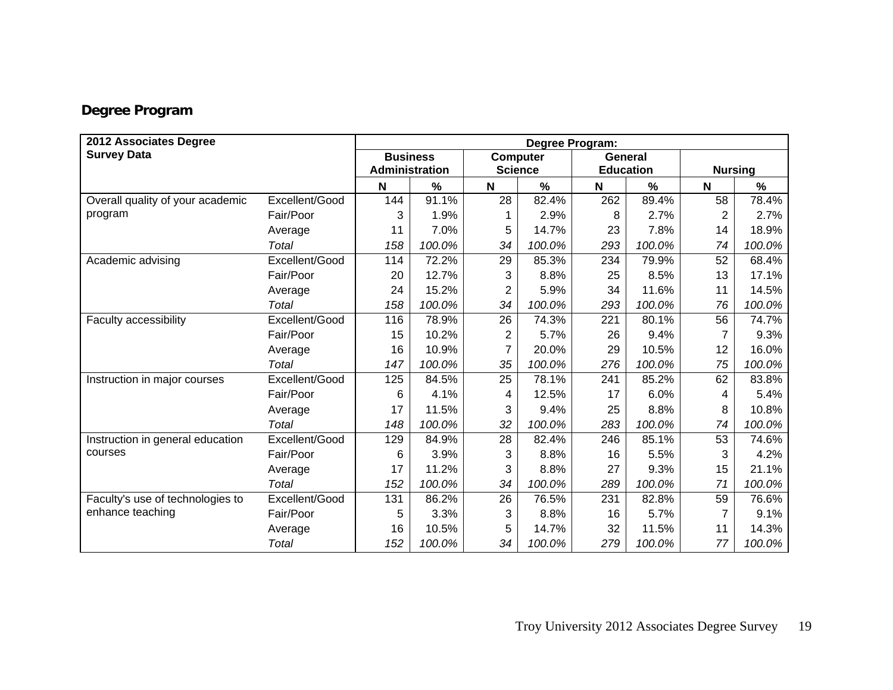## Degree Program

| 2012 Associates Degree Survey Data | | Degree Program: | | | | | | | |
|---|---|---|---|---|---|---|---|---|---|
| | | Business Administration | | Computer Science | | General Education | | Nursing | |
| | | N | % | N | % | N | % | N | % |
| Overall quality of your academic program | Excellent/Good | 144 | 91.1% | 28 | 82.4% | 262 | 89.4% | 58 | 78.4% |
| | Fair/Poor | 3 | 1.9% | 1 | 2.9% | 8 | 2.7% | 2 | 2.7% |
| | Average | 11 | 7.0% | 5 | 14.7% | 23 | 7.8% | 14 | 18.9% |
| | *Total* | *158* | *100.0%* | *34* | *100.0%* | *293* | *100.0%* | *74* | *100.0%* |
| Academic advising | Excellent/Good | 114 | 72.2% | 29 | 85.3% | 234 | 79.9% | 52 | 68.4% |
| | Fair/Poor | 20 | 12.7% | 3 | 8.8% | 25 | 8.5% | 13 | 17.1% |
| | Average | 24 | 15.2% | 2 | 5.9% | 34 | 11.6% | 11 | 14.5% |
| | *Total* | *158* | *100.0%* | *34* | *100.0%* | *293* | *100.0%* | *76* | *100.0%* |
| Faculty accessibility | Excellent/Good | 116 | 78.9% | 26 | 74.3% | 221 | 80.1% | 56 | 74.7% |
| | Fair/Poor | 15 | 10.2% | 2 | 5.7% | 26 | 9.4% | 7 | 9.3% |
| | Average | 16 | 10.9% | 7 | 20.0% | 29 | 10.5% | 12 | 16.0% |
| | *Total* | *147* | *100.0%* | *35* | *100.0%* | *276* | *100.0%* | *75* | *100.0%* |
| Instruction in major courses | Excellent/Good | 125 | 84.5% | 25 | 78.1% | 241 | 85.2% | 62 | 83.8% |
| | Fair/Poor | 6 | 4.1% | 4 | 12.5% | 17 | 6.0% | 4 | 5.4% |
| | Average | 17 | 11.5% | 3 | 9.4% | 25 | 8.8% | 8 | 10.8% |
| | *Total* | *148* | *100.0%* | *32* | *100.0%* | *283* | *100.0%* | *74* | *100.0%* |
| Instruction in general education courses | Excellent/Good | 129 | 84.9% | 28 | 82.4% | 246 | 85.1% | 53 | 74.6% |
| | Fair/Poor | 6 | 3.9% | 3 | 8.8% | 16 | 5.5% | 3 | 4.2% |
| | Average | 17 | 11.2% | 3 | 8.8% | 27 | 9.3% | 15 | 21.1% |
| | *Total* | *152* | *100.0%* | *34* | *100.0%* | *289* | *100.0%* | *71* | *100.0%* |
| Faculty's use of technologies to enhance teaching | Excellent/Good | 131 | 86.2% | 26 | 76.5% | 231 | 82.8% | 59 | 76.6% |
| | Fair/Poor | 5 | 3.3% | 3 | 8.8% | 16 | 5.7% | 7 | 9.1% |
| | Average | 16 | 10.5% | 5 | 14.7% | 32 | 11.5% | 11 | 14.3% |
| | *Total* | *152* | *100.0%* | *34* | *100.0%* | *279* | *100.0%* | *77* | *100.0%* |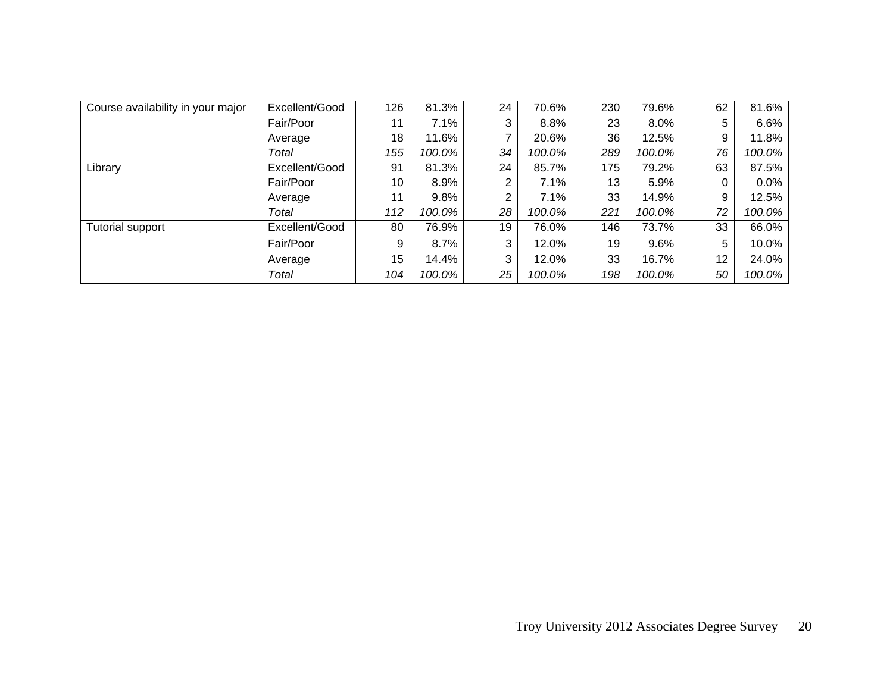| | | | | | | | | | |
|---|---|---|---|---|---|---|---|---|---|
| Course availability in your major | Excellent/Good | 126 | 81.3% | 24 | 70.6% | 230 | 79.6% | 62 | 81.6% |
| | Fair/Poor | 11 | 7.1% | 3 | 8.8% | 23 | 8.0% | 5 | 6.6% |
| | Average | 18 | 11.6% | 7 | 20.6% | 36 | 12.5% | 9 | 11.8% |
| | *Total* | *155* | *100.0%* | *34* | *100.0%* | *289* | *100.0%* | *76* | *100.0%* |
| Library | Excellent/Good | 91 | 81.3% | 24 | 85.7% | 175 | 79.2% | 63 | 87.5% |
| | Fair/Poor | 10 | 8.9% | 2 | 7.1% | 13 | 5.9% | 0 | 0.0% |
| | Average | 11 | 9.8% | 2 | 7.1% | 33 | 14.9% | 9 | 12.5% |
| | *Total* | *112* | *100.0%* | *28* | *100.0%* | *221* | *100.0%* | *72* | *100.0%* |
| Tutorial support | Excellent/Good | 80 | 76.9% | 19 | 76.0% | 146 | 73.7% | 33 | 66.0% |
| | Fair/Poor | 9 | 8.7% | 3 | 12.0% | 19 | 9.6% | 5 | 10.0% |
| | Average | 15 | 14.4% | 3 | 12.0% | 33 | 16.7% | 12 | 24.0% |
| | *Total* | *104* | *100.0%* | *25* | *100.0%* | *198* | *100.0%* | *50* | *100.0%* |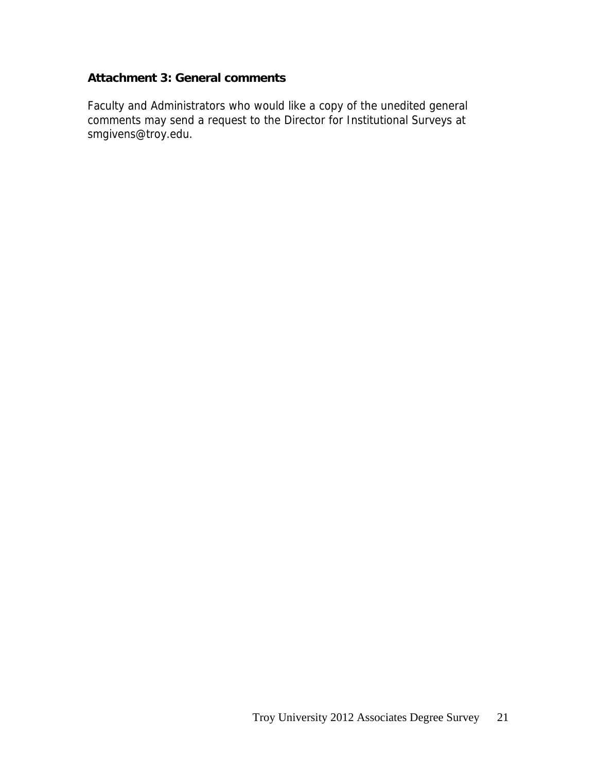**Attachment 3: General comments**

Faculty and Administrators who would like a copy of the unedited general comments may send a request to the Director for Institutional Surveys at smgivens@troy.edu.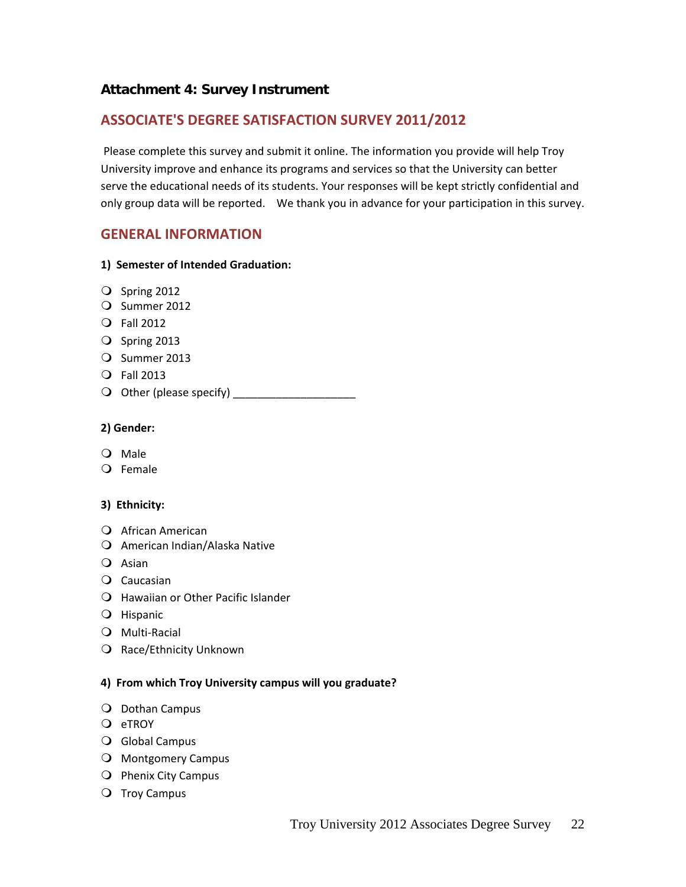### Attachment 4: Survey Instrument

## ASSOCIATE'S DEGREE SATISFACTION SURVEY 2011/2012

Please complete this survey and submit it online. The information you provide will help Troy University improve and enhance its programs and services so that the University can better serve the educational needs of its students. Your responses will be kept strictly confidential and only group data will be reported. We thank you in advance for your participation in this survey.

## GENERAL INFORMATION

**1) Semester of Intended Graduation:**

- ❍ Spring 2012
- ❍ Summer 2012
- ❍ Fall 2012
- ❍ Spring 2013
- ❍ Summer 2013
- ❍ Fall 2013
- ❍ Other (please specify) ____________________

**2) Gender:**

- ❍ Male
- ❍ Female

**3) Ethnicity:**

- ❍ African American
- ❍ American Indian/Alaska Native
- ❍ Asian
- ❍ Caucasian
- ❍ Hawaiian or Other Pacific Islander
- ❍ Hispanic
- ❍ Multi-Racial
- ❍ Race/Ethnicity Unknown

**4) From which Troy University campus will you graduate?**

- ❍ Dothan Campus
- ❍ eTROY
- ❍ Global Campus
- ❍ Montgomery Campus
- ❍ Phenix City Campus
- ❍ Troy Campus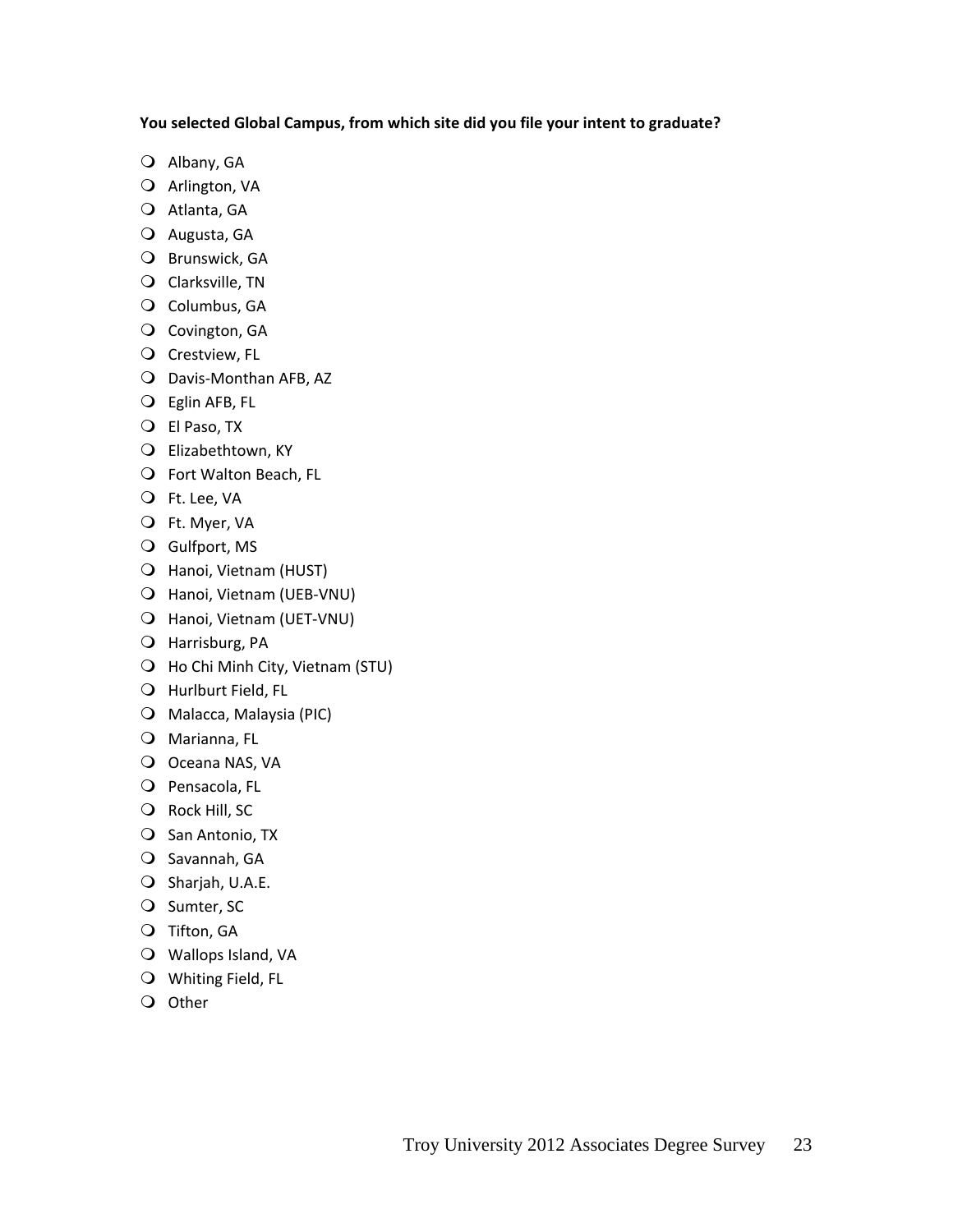**You selected Global Campus, from which site did you file your intent to graduate?**

- Albany, GA
- Arlington, VA
- Atlanta, GA
- Augusta, GA
- Brunswick, GA
- Clarksville, TN
- Columbus, GA
- Covington, GA
- Crestview, FL
- Davis-Monthan AFB, AZ
- Eglin AFB, FL
- El Paso, TX
- Elizabethtown, KY
- Fort Walton Beach, FL
- Ft. Lee, VA
- Ft. Myer, VA
- Gulfport, MS
- Hanoi, Vietnam (HUST)
- Hanoi, Vietnam (UEB-VNU)
- Hanoi, Vietnam (UET-VNU)
- Harrisburg, PA
- Ho Chi Minh City, Vietnam (STU)
- Hurlburt Field, FL
- Malacca, Malaysia (PIC)
- Marianna, FL
- Oceana NAS, VA
- Pensacola, FL
- Rock Hill, SC
- San Antonio, TX
- Savannah, GA
- Sharjah, U.A.E.
- Sumter, SC
- Tifton, GA
- Wallops Island, VA
- Whiting Field, FL
- Other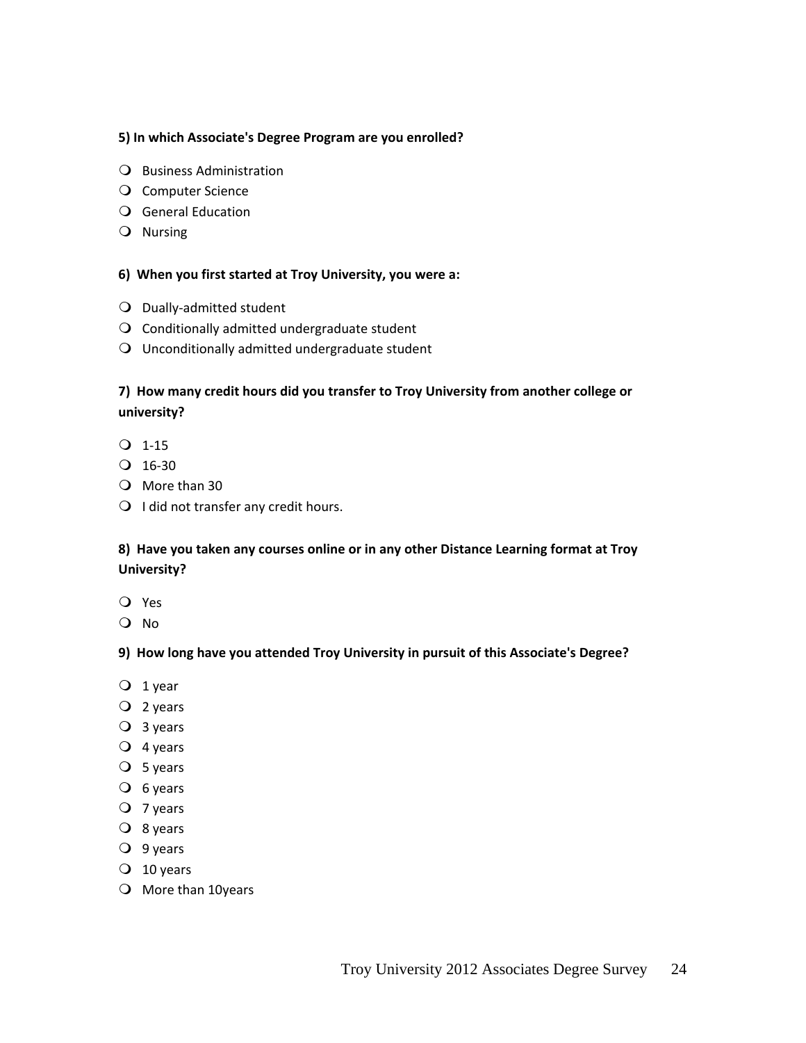**5) In which Associate's Degree Program are you enrolled?**

- Business Administration
- Computer Science
- General Education
- Nursing

**6) When you first started at Troy University, you were a:**

- Dually-admitted student
- Conditionally admitted undergraduate student
- Unconditionally admitted undergraduate student

**7) How many credit hours did you transfer to Troy University from another college or university?**

- 1-15
- 16-30
- More than 30
- I did not transfer any credit hours.

**8) Have you taken any courses online or in any other Distance Learning format at Troy University?**

- Yes
- No

**9) How long have you attended Troy University in pursuit of this Associate's Degree?**

- 1 year
- 2 years
- 3 years
- 4 years
- 5 years
- 6 years
- 7 years
- 8 years
- 9 years
- 10 years
- More than 10years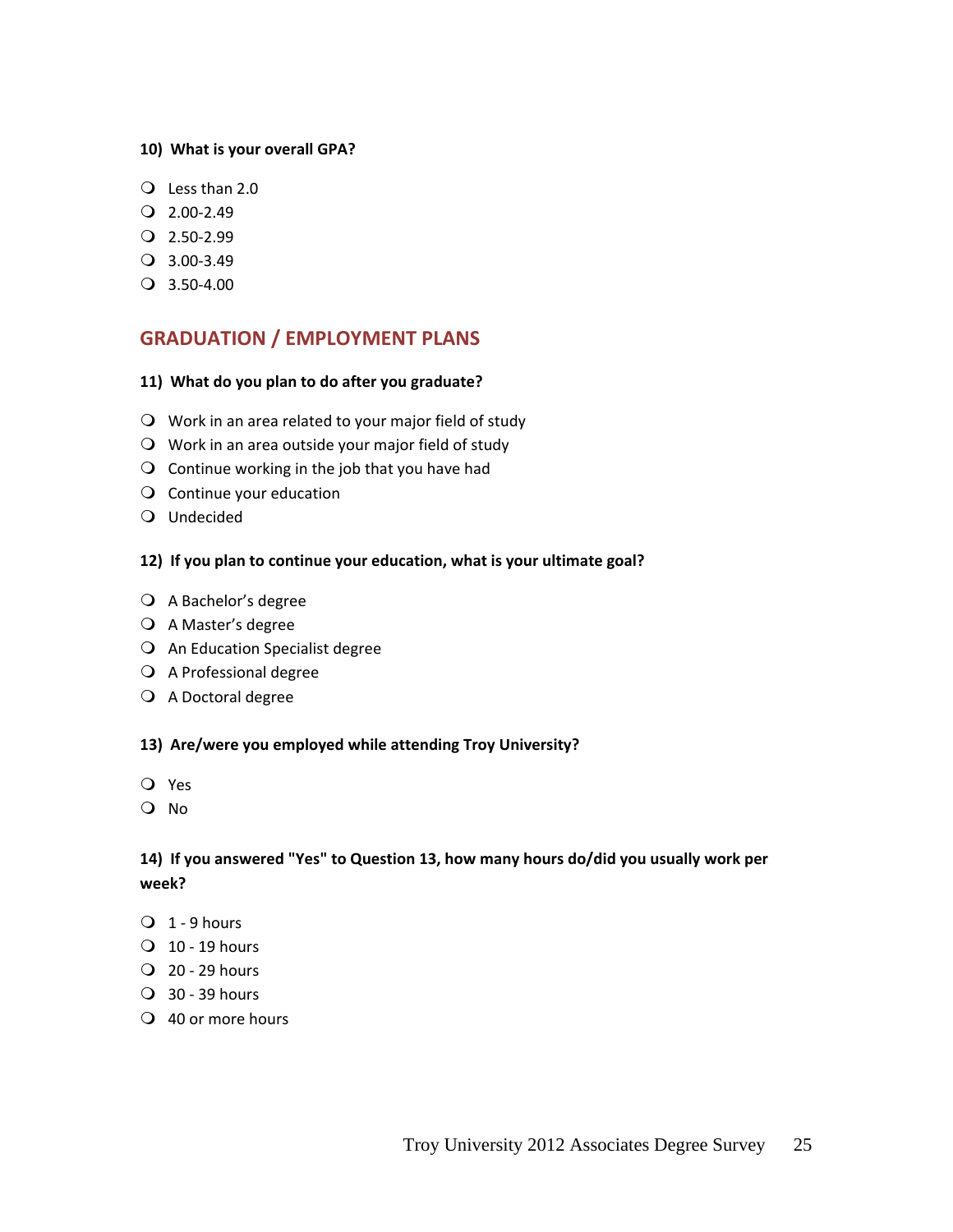**10) What is your overall GPA?**

- Less than 2.0
- 2.00-2.49
- 2.50-2.99
- 3.00-3.49
- 3.50-4.00

## GRADUATION / EMPLOYMENT PLANS

**11) What do you plan to do after you graduate?**

- Work in an area related to your major field of study
- Work in an area outside your major field of study
- Continue working in the job that you have had
- Continue your education
- Undecided

**12) If you plan to continue your education, what is your ultimate goal?**

- A Bachelor's degree
- A Master's degree
- An Education Specialist degree
- A Professional degree
- A Doctoral degree

**13) Are/were you employed while attending Troy University?**

- Yes
- No

**14) If you answered "Yes" to Question 13, how many hours do/did you usually work per week?**

- 1 - 9 hours
- 10 - 19 hours
- 20 - 29 hours
- 30 - 39 hours
- 40 or more hours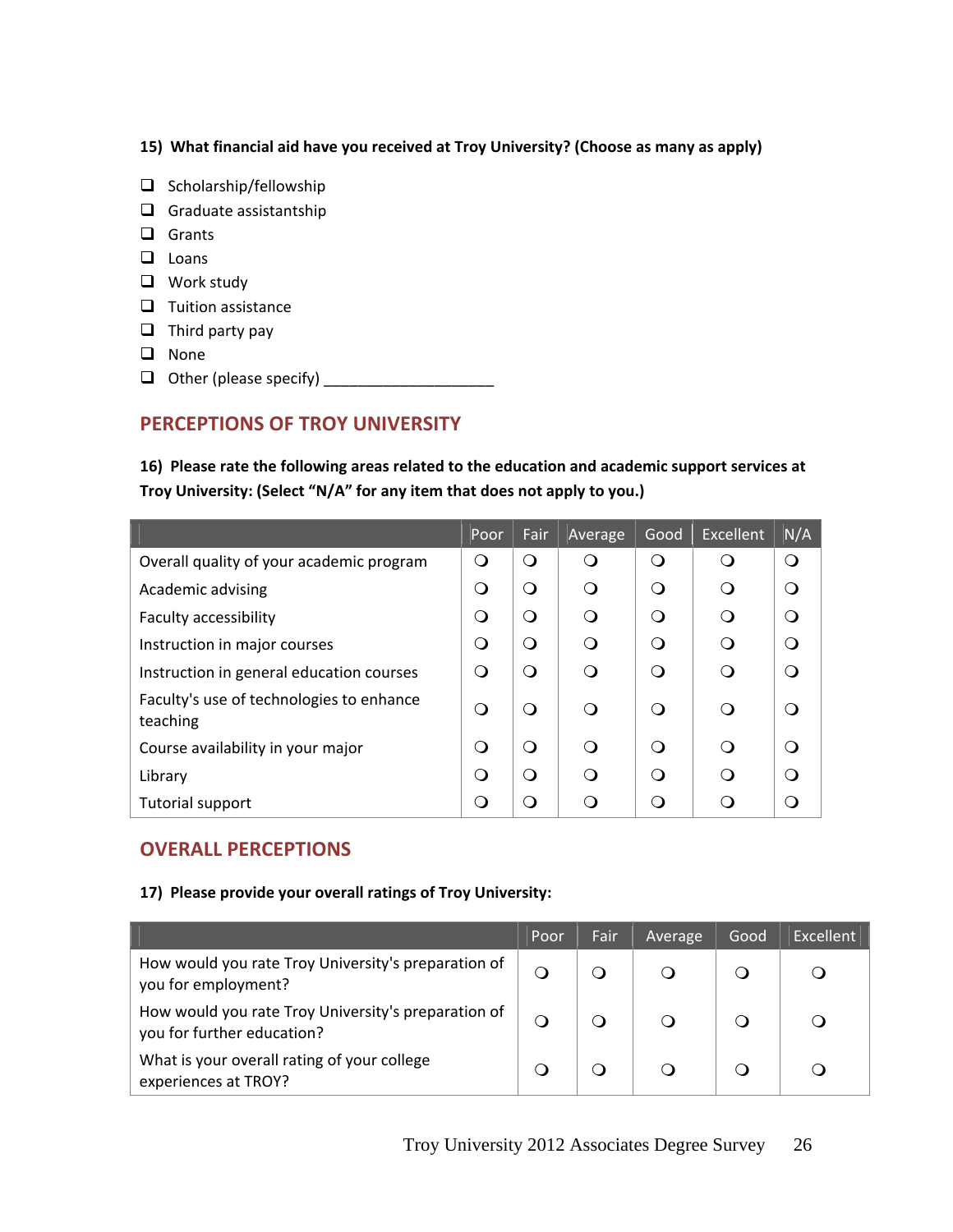**15) What financial aid have you received at Troy University? (Choose as many as apply)**

- ❑ Scholarship/fellowship
- ❑ Graduate assistantship
- ❑ Grants
- ❑ Loans
- ❑ Work study
- ❑ Tuition assistance
- ❑ Third party pay
- ❑ None
- ❑ Other (please specify) ____________________

## PERCEPTIONS OF TROY UNIVERSITY

**16) Please rate the following areas related to the education and academic support services at Troy University: (Select "N/A" for any item that does not apply to you.)**

| | Poor | Fair | Average | Good | Excellent | N/A |
|---|---|---|---|---|---|---|
| Overall quality of your academic program | ❍ | ❍ | ❍ | ❍ | ❍ | ❍ |
| Academic advising | ❍ | ❍ | ❍ | ❍ | ❍ | ❍ |
| Faculty accessibility | ❍ | ❍ | ❍ | ❍ | ❍ | ❍ |
| Instruction in major courses | ❍ | ❍ | ❍ | ❍ | ❍ | ❍ |
| Instruction in general education courses | ❍ | ❍ | ❍ | ❍ | ❍ | ❍ |
| Faculty's use of technologies to enhance teaching | ❍ | ❍ | ❍ | ❍ | ❍ | ❍ |
| Course availability in your major | ❍ | ❍ | ❍ | ❍ | ❍ | ❍ |
| Library | ❍ | ❍ | ❍ | ❍ | ❍ | ❍ |
| Tutorial support | ❍ | ❍ | ❍ | ❍ | ❍ | ❍ |

## OVERALL PERCEPTIONS

**17) Please provide your overall ratings of Troy University:**

| | Poor | Fair | Average | Good | Excellent |
|---|---|---|---|---|---|
| How would you rate Troy University's preparation of you for employment? | ❍ | ❍ | ❍ | ❍ | ❍ |
| How would you rate Troy University's preparation of you for further education? | ❍ | ❍ | ❍ | ❍ | ❍ |
| What is your overall rating of your college experiences at TROY? | ❍ | ❍ | ❍ | ❍ | ❍ |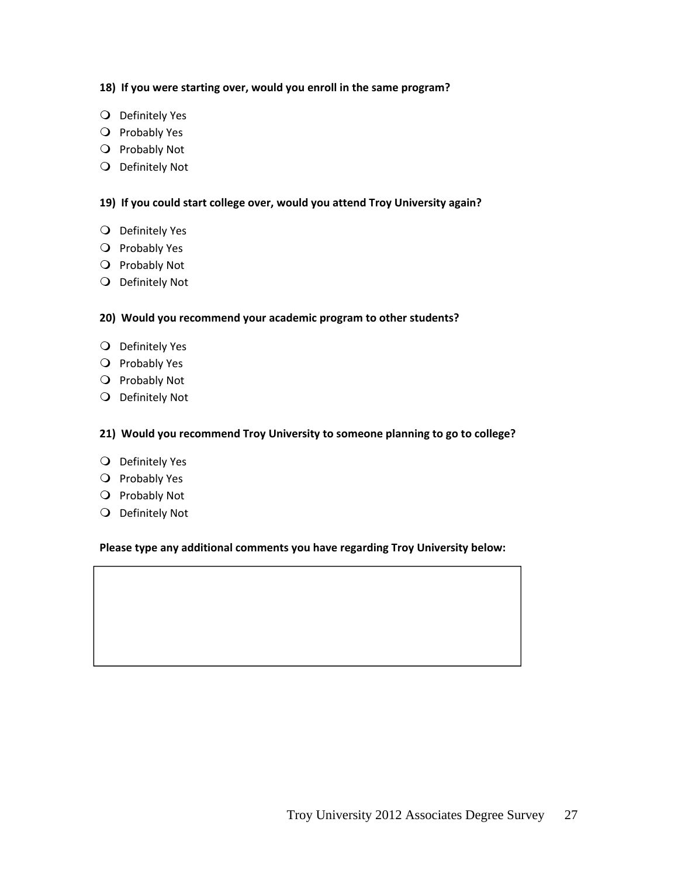**18) If you were starting over, would you enroll in the same program?**

- ❍ Definitely Yes
- ❍ Probably Yes
- ❍ Probably Not
- ❍ Definitely Not

**19) If you could start college over, would you attend Troy University again?**

- ❍ Definitely Yes
- ❍ Probably Yes
- ❍ Probably Not
- ❍ Definitely Not

**20) Would you recommend your academic program to other students?**

- ❍ Definitely Yes
- ❍ Probably Yes
- ❍ Probably Not
- ❍ Definitely Not

**21) Would you recommend Troy University to someone planning to go to college?**

- ❍ Definitely Yes
- ❍ Probably Yes
- ❍ Probably Not
- ❍ Definitely Not

**Please type any additional comments you have regarding Troy University below:**

| |
|---|
| |